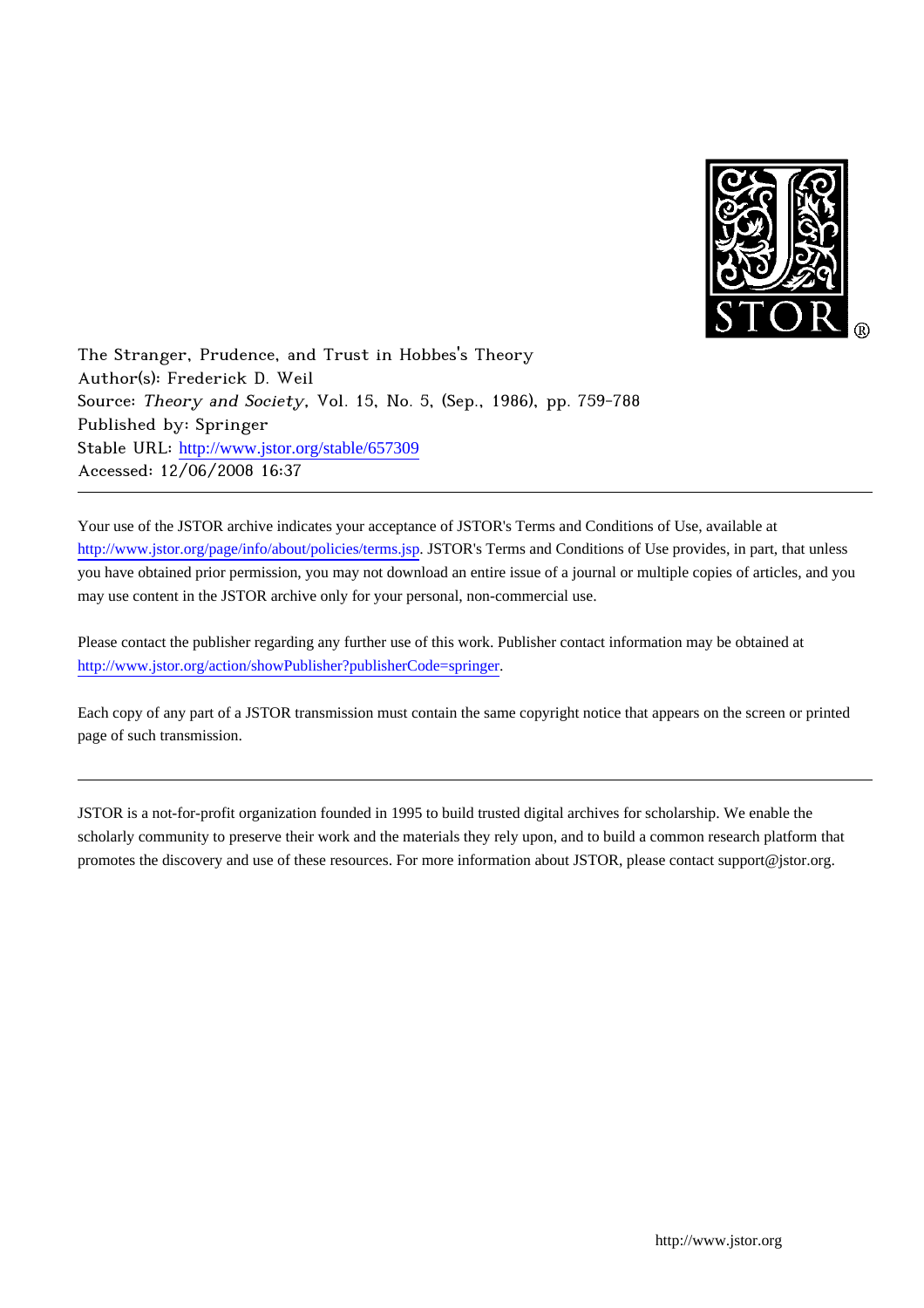The Stranger, Prudence, and Trust in Hobbes's Theory
Author(s): Frederick D. Weil
Source: *Theory and Society*, Vol. 15, No. 5, (Sep., 1986), pp. 759-788
Published by: Springer
Stable URL: http://www.jstor.org/stable/657309
Accessed: 12/06/2008 16:37

---

Your use of the JSTOR archive indicates your acceptance of JSTOR's Terms and Conditions of Use, available at http://www.jstor.org/page/info/about/policies/terms.jsp. JSTOR's Terms and Conditions of Use provides, in part, that unless you have obtained prior permission, you may not download an entire issue of a journal or multiple copies of articles, and you may use content in the JSTOR archive only for your personal, non-commercial use.

Please contact the publisher regarding any further use of this work. Publisher contact information may be obtained at http://www.jstor.org/action/showPublisher?publisherCode=springer.

Each copy of any part of a JSTOR transmission must contain the same copyright notice that appears on the screen or printed page of such transmission.

---

JSTOR is a not-for-profit organization founded in 1995 to build trusted digital archives for scholarship. We enable the scholarly community to preserve their work and the materials they rely upon, and to build a common research platform that promotes the discovery and use of these resources. For more information about JSTOR, please contact support@jstor.org.

http://www.jstor.org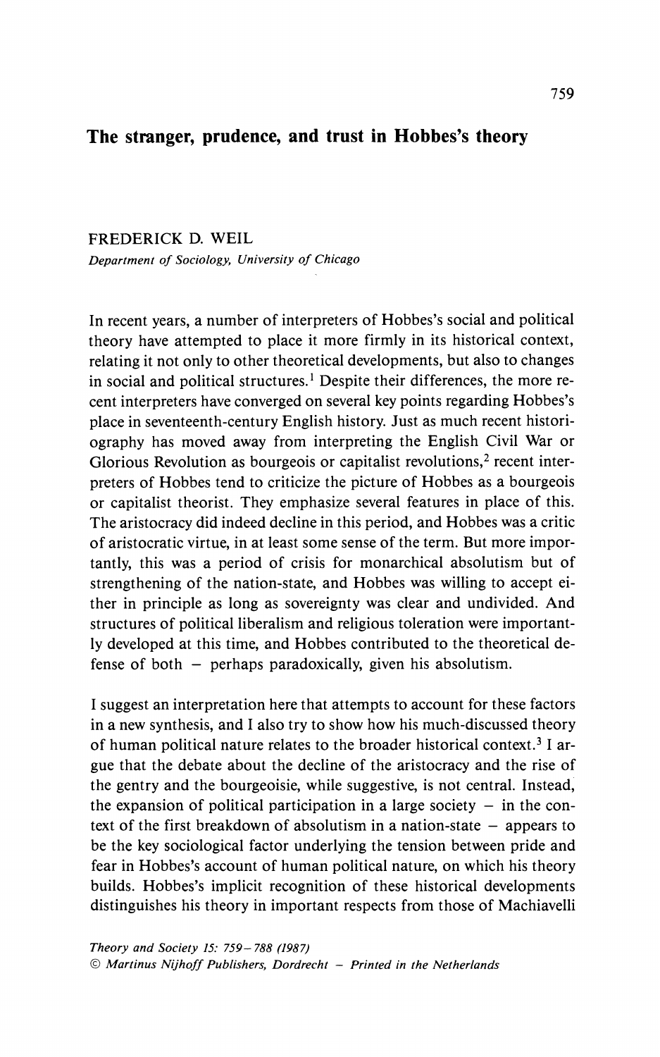# The stranger, prudence, and trust in Hobbes's theory

FREDERICK D. WEIL

*Department of Sociology, University of Chicago*

In recent years, a number of interpreters of Hobbes's social and political theory have attempted to place it more firmly in its historical context, relating it not only to other theoretical developments, but also to changes in social and political structures.[1] Despite their differences, the more recent interpreters have converged on several key points regarding Hobbes's place in seventeenth-century English history. Just as much recent historiography has moved away from interpreting the English Civil War or Glorious Revolution as bourgeois or capitalist revolutions,[2] recent interpreters of Hobbes tend to criticize the picture of Hobbes as a bourgeois or capitalist theorist. They emphasize several features in place of this. The aristocracy did indeed decline in this period, and Hobbes was a critic of aristocratic virtue, in at least some sense of the term. But more importantly, this was a period of crisis for monarchical absolutism but of strengthening of the nation-state, and Hobbes was willing to accept either in principle as long as sovereignty was clear and undivided. And structures of political liberalism and religious toleration were importantly developed at this time, and Hobbes contributed to the theoretical defense of both – perhaps paradoxically, given his absolutism.

I suggest an interpretation here that attempts to account for these factors in a new synthesis, and I also try to show how his much-discussed theory of human political nature relates to the broader historical context.[3] I argue that the debate about the decline of the aristocracy and the rise of the gentry and the bourgeoisie, while suggestive, is not central. Instead, the expansion of political participation in a large society – in the context of the first breakdown of absolutism in a nation-state – appears to be the key sociological factor underlying the tension between pride and fear in Hobbes's account of human political nature, on which his theory builds. Hobbes's implicit recognition of these historical developments distinguishes his theory in important respects from those of Machiavelli

*Theory and Society 15: 759–788 (1987)*
*© Martinus Nijhoff Publishers, Dordrecht – Printed in the Netherlands*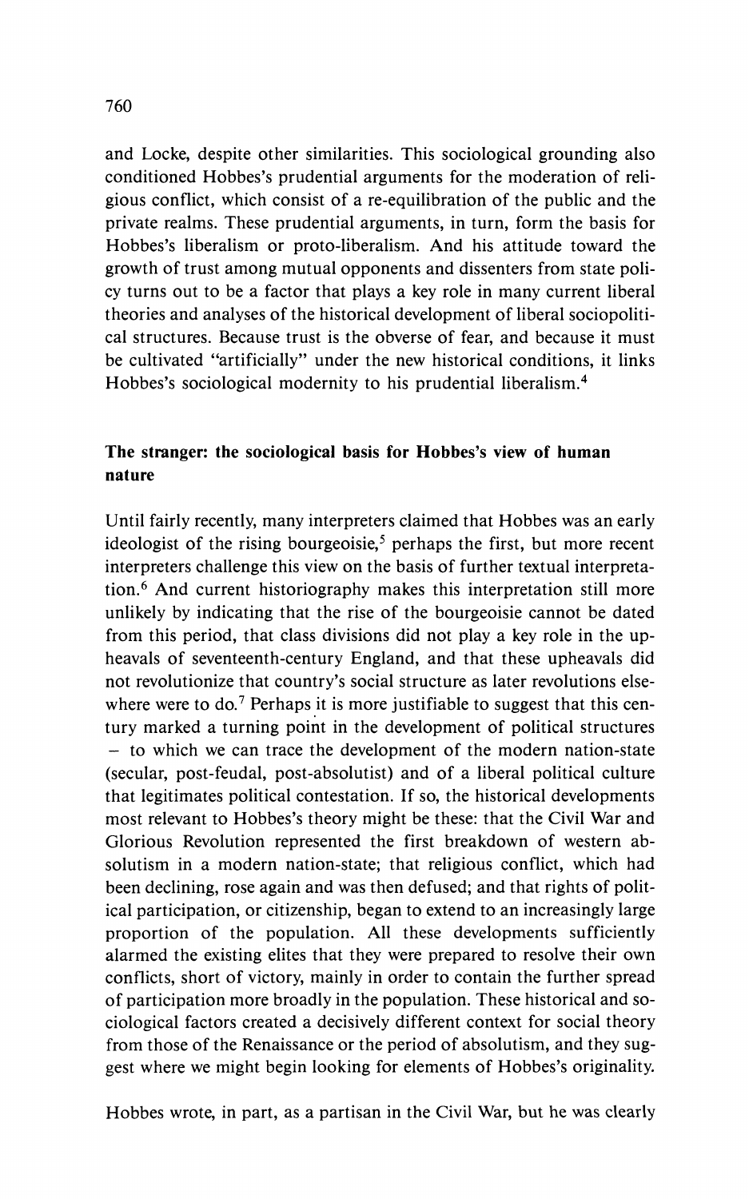and Locke, despite other similarities. This sociological grounding also conditioned Hobbes's prudential arguments for the moderation of religious conflict, which consist of a re-equilibration of the public and the private realms. These prudential arguments, in turn, form the basis for Hobbes's liberalism or proto-liberalism. And his attitude toward the growth of trust among mutual opponents and dissenters from state policy turns out to be a factor that plays a key role in many current liberal theories and analyses of the historical development of liberal sociopolitical structures. Because trust is the obverse of fear, and because it must be cultivated "artificially" under the new historical conditions, it links Hobbes's sociological modernity to his prudential liberalism.[4]

## The stranger: the sociological basis for Hobbes's view of human nature

Until fairly recently, many interpreters claimed that Hobbes was an early ideologist of the rising bourgeoisie,[5] perhaps the first, but more recent interpreters challenge this view on the basis of further textual interpretation.[6] And current historiography makes this interpretation still more unlikely by indicating that the rise of the bourgeoisie cannot be dated from this period, that class divisions did not play a key role in the upheavals of seventeenth-century England, and that these upheavals did not revolutionize that country's social structure as later revolutions elsewhere were to do.[7] Perhaps it is more justifiable to suggest that this century marked a turning point in the development of political structures – to which we can trace the development of the modern nation-state (secular, post-feudal, post-absolutist) and of a liberal political culture that legitimates political contestation. If so, the historical developments most relevant to Hobbes's theory might be these: that the Civil War and Glorious Revolution represented the first breakdown of western absolutism in a modern nation-state; that religious conflict, which had been declining, rose again and was then defused; and that rights of political participation, or citizenship, began to extend to an increasingly large proportion of the population. All these developments sufficiently alarmed the existing elites that they were prepared to resolve their own conflicts, short of victory, mainly in order to contain the further spread of participation more broadly in the population. These historical and sociological factors created a decisively different context for social theory from those of the Renaissance or the period of absolutism, and they suggest where we might begin looking for elements of Hobbes's originality.

Hobbes wrote, in part, as a partisan in the Civil War, but he was clearly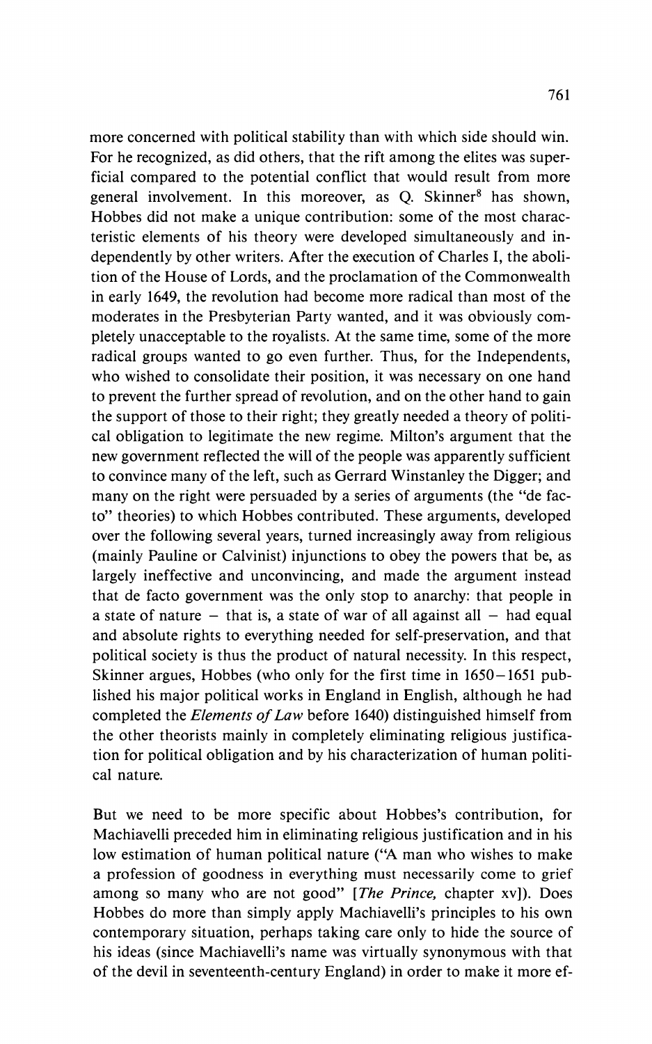more concerned with political stability than with which side should win. For he recognized, as did others, that the rift among the elites was superficial compared to the potential conflict that would result from more general involvement. In this moreover, as Q. Skinner[8] has shown, Hobbes did not make a unique contribution: some of the most characteristic elements of his theory were developed simultaneously and independently by other writers. After the execution of Charles I, the abolition of the House of Lords, and the proclamation of the Commonwealth in early 1649, the revolution had become more radical than most of the moderates in the Presbyterian Party wanted, and it was obviously completely unacceptable to the royalists. At the same time, some of the more radical groups wanted to go even further. Thus, for the Independents, who wished to consolidate their position, it was necessary on one hand to prevent the further spread of revolution, and on the other hand to gain the support of those to their right; they greatly needed a theory of political obligation to legitimate the new regime. Milton's argument that the new government reflected the will of the people was apparently sufficient to convince many of the left, such as Gerrard Winstanley the Digger; and many on the right were persuaded by a series of arguments (the "de facto" theories) to which Hobbes contributed. These arguments, developed over the following several years, turned increasingly away from religious (mainly Pauline or Calvinist) injunctions to obey the powers that be, as largely ineffective and unconvincing, and made the argument instead that de facto government was the only stop to anarchy: that people in a state of nature – that is, a state of war of all against all – had equal and absolute rights to everything needed for self-preservation, and that political society is thus the product of natural necessity. In this respect, Skinner argues, Hobbes (who only for the first time in 1650–1651 published his major political works in England in English, although he had completed the *Elements of Law* before 1640) distinguished himself from the other theorists mainly in completely eliminating religious justification for political obligation and by his characterization of human political nature.

But we need to be more specific about Hobbes's contribution, for Machiavelli preceded him in eliminating religious justification and in his low estimation of human political nature ("A man who wishes to make a profession of goodness in everything must necessarily come to grief among so many who are not good" [*The Prince,* chapter xv]). Does Hobbes do more than simply apply Machiavelli's principles to his own contemporary situation, perhaps taking care only to hide the source of his ideas (since Machiavelli's name was virtually synonymous with that of the devil in seventeenth-century England) in order to make it more ef-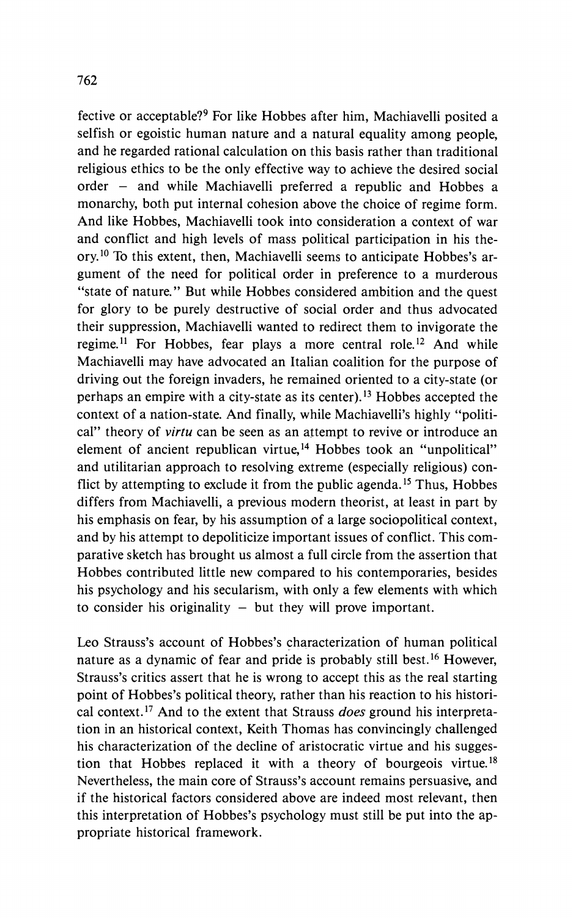fective or acceptable?[9] For like Hobbes after him, Machiavelli posited a selfish or egoistic human nature and a natural equality among people, and he regarded rational calculation on this basis rather than traditional religious ethics to be the only effective way to achieve the desired social order – and while Machiavelli preferred a republic and Hobbes a monarchy, both put internal cohesion above the choice of regime form. And like Hobbes, Machiavelli took into consideration a context of war and conflict and high levels of mass political participation in his theory.[10] To this extent, then, Machiavelli seems to anticipate Hobbes's argument of the need for political order in preference to a murderous "state of nature." But while Hobbes considered ambition and the quest for glory to be purely destructive of social order and thus advocated their suppression, Machiavelli wanted to redirect them to invigorate the regime.[11] For Hobbes, fear plays a more central role.[12] And while Machiavelli may have advocated an Italian coalition for the purpose of driving out the foreign invaders, he remained oriented to a city-state (or perhaps an empire with a city-state as its center).[13] Hobbes accepted the context of a nation-state. And finally, while Machiavelli's highly "political" theory of *virtu* can be seen as an attempt to revive or introduce an element of ancient republican virtue,[14] Hobbes took an "unpolitical" and utilitarian approach to resolving extreme (especially religious) conflict by attempting to exclude it from the public agenda.[15] Thus, Hobbes differs from Machiavelli, a previous modern theorist, at least in part by his emphasis on fear, by his assumption of a large sociopolitical context, and by his attempt to depoliticize important issues of conflict. This comparative sketch has brought us almost a full circle from the assertion that Hobbes contributed little new compared to his contemporaries, besides his psychology and his secularism, with only a few elements with which to consider his originality – but they will prove important.

Leo Strauss's account of Hobbes's characterization of human political nature as a dynamic of fear and pride is probably still best.[16] However, Strauss's critics assert that he is wrong to accept this as the real starting point of Hobbes's political theory, rather than his reaction to his historical context.[17] And to the extent that Strauss *does* ground his interpretation in an historical context, Keith Thomas has convincingly challenged his characterization of the decline of aristocratic virtue and his suggestion that Hobbes replaced it with a theory of bourgeois virtue.[18] Nevertheless, the main core of Strauss's account remains persuasive, and if the historical factors considered above are indeed most relevant, then this interpretation of Hobbes's psychology must still be put into the appropriate historical framework.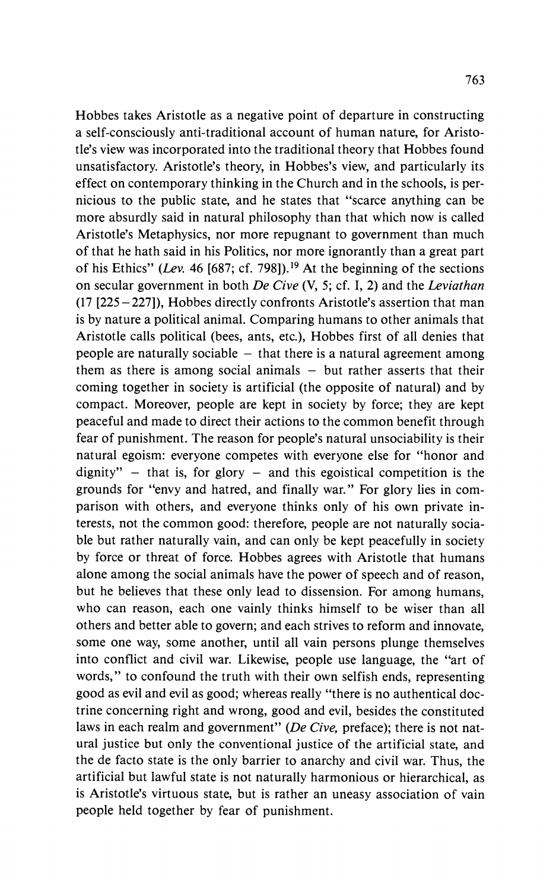Hobbes takes Aristotle as a negative point of departure in constructing a self-consciously anti-traditional account of human nature, for Aristotle's view was incorporated into the traditional theory that Hobbes found unsatisfactory. Aristotle's theory, in Hobbes's view, and particularly its effect on contemporary thinking in the Church and in the schools, is pernicious to the public state, and he states that "scarce anything can be more absurdly said in natural philosophy than that which now is called Aristotle's Metaphysics, nor more repugnant to government than much of that he hath said in his Politics, nor more ignorantly than a great part of his Ethics" (*Lev.* 46 [687; cf. 798]).[19] At the beginning of the sections on secular government in both *De Cive* (V, 5; cf. I, 2) and the *Leviathan* (17 [225–227]), Hobbes directly confronts Aristotle's assertion that man is by nature a political animal. Comparing humans to other animals that Aristotle calls political (bees, ants, etc.), Hobbes first of all denies that people are naturally sociable – that there is a natural agreement among them as there is among social animals – but rather asserts that their coming together in society is artificial (the opposite of natural) and by compact. Moreover, people are kept in society by force; they are kept peaceful and made to direct their actions to the common benefit through fear of punishment. The reason for people's natural unsociability is their natural egoism: everyone competes with everyone else for "honor and dignity" – that is, for glory – and this egoistical competition is the grounds for "envy and hatred, and finally war." For glory lies in comparison with others, and everyone thinks only of his own private interests, not the common good: therefore, people are not naturally sociable but rather naturally vain, and can only be kept peacefully in society by force or threat of force. Hobbes agrees with Aristotle that humans alone among the social animals have the power of speech and of reason, but he believes that these only lead to dissension. For among humans, who can reason, each one vainly thinks himself to be wiser than all others and better able to govern; and each strives to reform and innovate, some one way, some another, until all vain persons plunge themselves into conflict and civil war. Likewise, people use language, the "art of words," to confound the truth with their own selfish ends, representing good as evil and evil as good; whereas really "there is no authentical doctrine concerning right and wrong, good and evil, besides the constituted laws in each realm and government" (*De Cive,* preface); there is not natural justice but only the conventional justice of the artificial state, and the de facto state is the only barrier to anarchy and civil war. Thus, the artificial but lawful state is not naturally harmonious or hierarchical, as is Aristotle's virtuous state, but is rather an uneasy association of vain people held together by fear of punishment.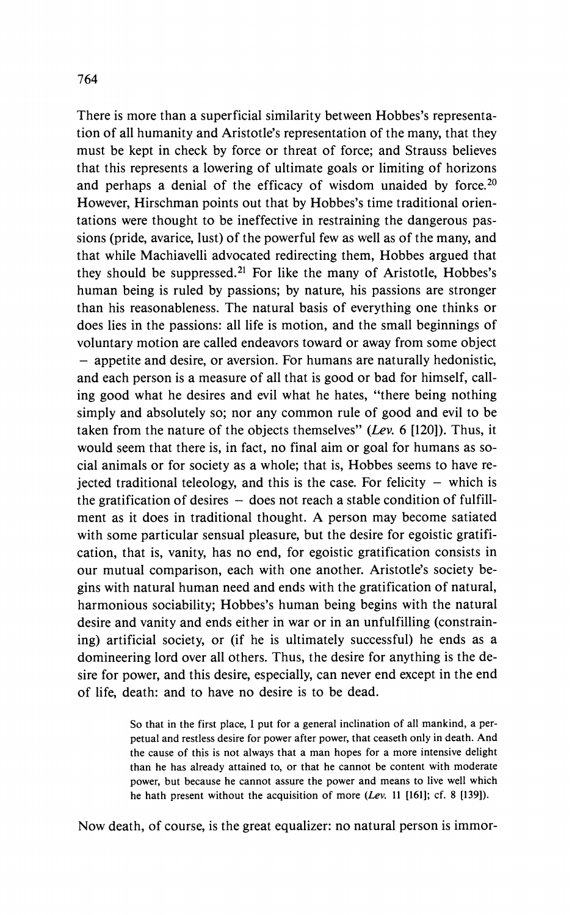There is more than a superficial similarity between Hobbes's representation of all humanity and Aristotle's representation of the many, that they must be kept in check by force or threat of force; and Strauss believes that this represents a lowering of ultimate goals or limiting of horizons and perhaps a denial of the efficacy of wisdom unaided by force.[20] However, Hirschman points out that by Hobbes's time traditional orientations were thought to be ineffective in restraining the dangerous passions (pride, avarice, lust) of the powerful few as well as of the many, and that while Machiavelli advocated redirecting them, Hobbes argued that they should be suppressed.[21] For like the many of Aristotle, Hobbes's human being is ruled by passions; by nature, his passions are stronger than his reasonableness. The natural basis of everything one thinks or does lies in the passions: all life is motion, and the small beginnings of voluntary motion are called endeavors toward or away from some object – appetite and desire, or aversion. For humans are naturally hedonistic, and each person is a measure of all that is good or bad for himself, calling good what he desires and evil what he hates, "there being nothing simply and absolutely so; nor any common rule of good and evil to be taken from the nature of the objects themselves" (*Lev.* 6 [120]). Thus, it would seem that there is, in fact, no final aim or goal for humans as social animals or for society as a whole; that is, Hobbes seems to have rejected traditional teleology, and this is the case. For felicity – which is the gratification of desires – does not reach a stable condition of fulfillment as it does in traditional thought. A person may become satiated with some particular sensual pleasure, but the desire for egoistic gratification, that is, vanity, has no end, for egoistic gratification consists in our mutual comparison, each with one another. Aristotle's society begins with natural human need and ends with the gratification of natural, harmonious sociability; Hobbes's human being begins with the natural desire and vanity and ends either in war or in an unfulfilling (constraining) artificial society, or (if he is ultimately successful) he ends as a domineering lord over all others. Thus, the desire for anything is the desire for power, and this desire, especially, can never end except in the end of life, death: and to have no desire is to be dead.

> So that in the first place, I put for a general inclination of all mankind, a perpetual and restless desire for power after power, that ceaseth only in death. And the cause of this is not always that a man hopes for a more intensive delight than he has already attained to, or that he cannot be content with moderate power, but because he cannot assure the power and means to live well which he hath present without the acquisition of more (*Lev.* 11 [161]; cf. 8 [139]).

Now death, of course, is the great equalizer: no natural person is immor-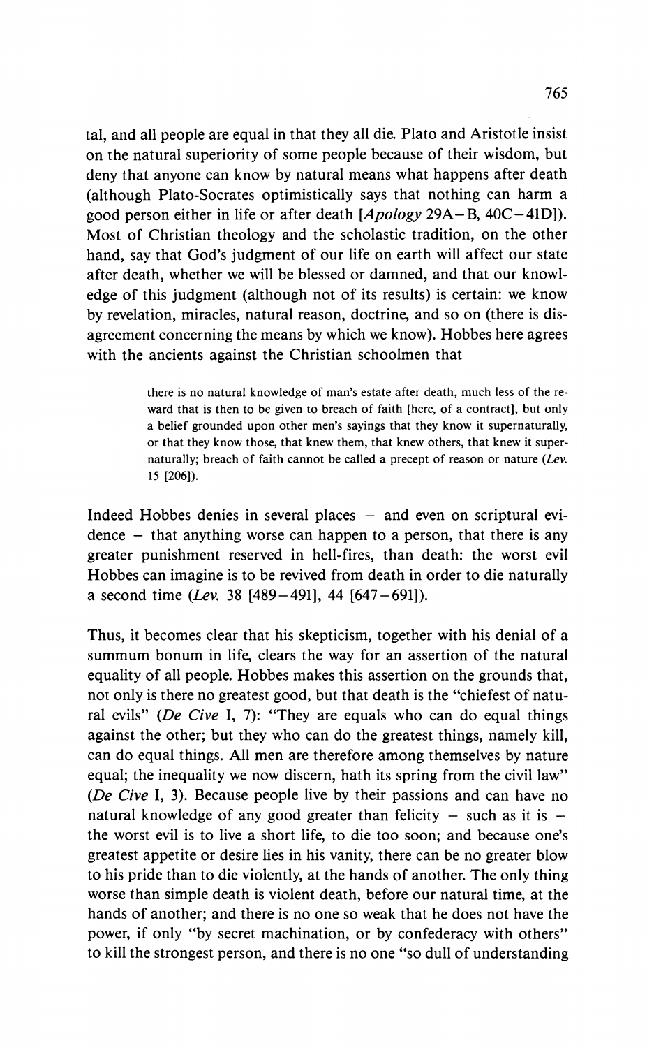tal, and all people are equal in that they all die. Plato and Aristotle insist on the natural superiority of some people because of their wisdom, but deny that anyone can know by natural means what happens after death (although Plato-Socrates optimistically says that nothing can harm a good person either in life or after death [*Apology* 29A–B, 40C–41D]). Most of Christian theology and the scholastic tradition, on the other hand, say that God's judgment of our life on earth will affect our state after death, whether we will be blessed or damned, and that our knowledge of this judgment (although not of its results) is certain: we know by revelation, miracles, natural reason, doctrine, and so on (there is disagreement concerning the means by which we know). Hobbes here agrees with the ancients against the Christian schoolmen that

> there is no natural knowledge of man's estate after death, much less of the reward that is then to be given to breach of faith [here, of a contract], but only a belief grounded upon other men's sayings that they know it supernaturally, or that they know those, that knew them, that knew others, that knew it supernaturally; breach of faith cannot be called a precept of reason or nature (*Lev.* 15 [206]).

Indeed Hobbes denies in several places – and even on scriptural evidence – that anything worse can happen to a person, that there is any greater punishment reserved in hell-fires, than death: the worst evil Hobbes can imagine is to be revived from death in order to die naturally a second time (*Lev.* 38 [489–491], 44 [647–691]).

Thus, it becomes clear that his skepticism, together with his denial of a summum bonum in life, clears the way for an assertion of the natural equality of all people. Hobbes makes this assertion on the grounds that, not only is there no greatest good, but that death is the "chiefest of natural evils" (*De Cive* I, 7): "They are equals who can do equal things against the other; but they who can do the greatest things, namely kill, can do equal things. All men are therefore among themselves by nature equal; the inequality we now discern, hath its spring from the civil law" (*De Cive* I, 3). Because people live by their passions and can have no natural knowledge of any good greater than felicity – such as it is – the worst evil is to live a short life, to die too soon; and because one's greatest appetite or desire lies in his vanity, there can be no greater blow to his pride than to die violently, at the hands of another. The only thing worse than simple death is violent death, before our natural time, at the hands of another; and there is no one so weak that he does not have the power, if only "by secret machination, or by confederacy with others" to kill the strongest person, and there is no one "so dull of understanding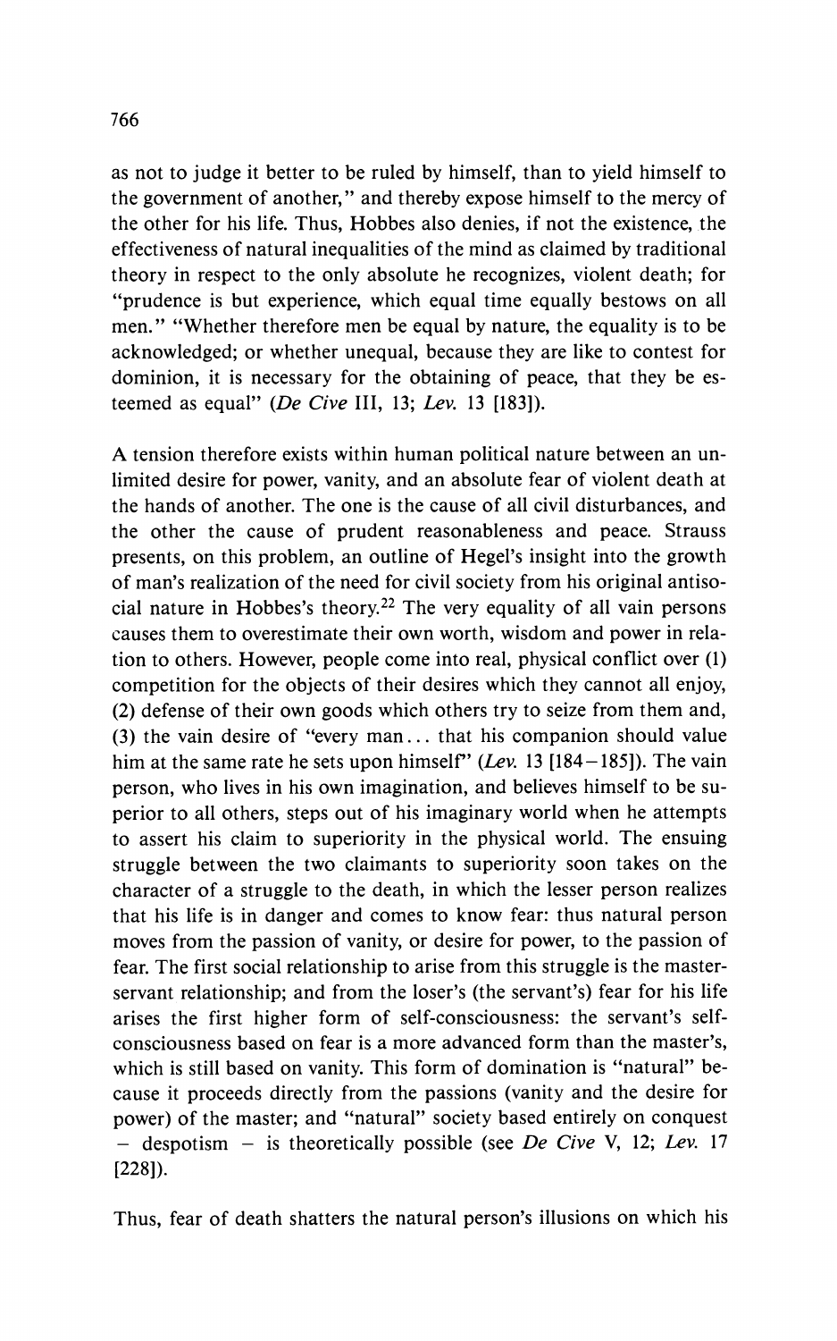as not to judge it better to be ruled by himself, than to yield himself to the government of another," and thereby expose himself to the mercy of the other for his life. Thus, Hobbes also denies, if not the existence, the effectiveness of natural inequalities of the mind as claimed by traditional theory in respect to the only absolute he recognizes, violent death; for "prudence is but experience, which equal time equally bestows on all men." "Whether therefore men be equal by nature, the equality is to be acknowledged; or whether unequal, because they are like to contest for dominion, it is necessary for the obtaining of peace, that they be esteemed as equal" (*De Cive* III, 13; *Lev.* 13 [183]).

A tension therefore exists within human political nature between an unlimited desire for power, vanity, and an absolute fear of violent death at the hands of another. The one is the cause of all civil disturbances, and the other the cause of prudent reasonableness and peace. Strauss presents, on this problem, an outline of Hegel's insight into the growth of man's realization of the need for civil society from his original antisocial nature in Hobbes's theory.[22] The very equality of all vain persons causes them to overestimate their own worth, wisdom and power in relation to others. However, people come into real, physical conflict over (1) competition for the objects of their desires which they cannot all enjoy, (2) defense of their own goods which others try to seize from them and, (3) the vain desire of "every man... that his companion should value him at the same rate he sets upon himself" (*Lev.* 13 [184–185]). The vain person, who lives in his own imagination, and believes himself to be superior to all others, steps out of his imaginary world when he attempts to assert his claim to superiority in the physical world. The ensuing struggle between the two claimants to superiority soon takes on the character of a struggle to the death, in which the lesser person realizes that his life is in danger and comes to know fear: thus natural person moves from the passion of vanity, or desire for power, to the passion of fear. The first social relationship to arise from this struggle is the master-servant relationship; and from the loser's (the servant's) fear for his life arises the first higher form of self-consciousness: the servant's self-consciousness based on fear is a more advanced form than the master's, which is still based on vanity. This form of domination is "natural" because it proceeds directly from the passions (vanity and the desire for power) of the master; and "natural" society based entirely on conquest – despotism – is theoretically possible (see *De Cive* V, 12; *Lev.* 17 [228]).

Thus, fear of death shatters the natural person's illusions on which his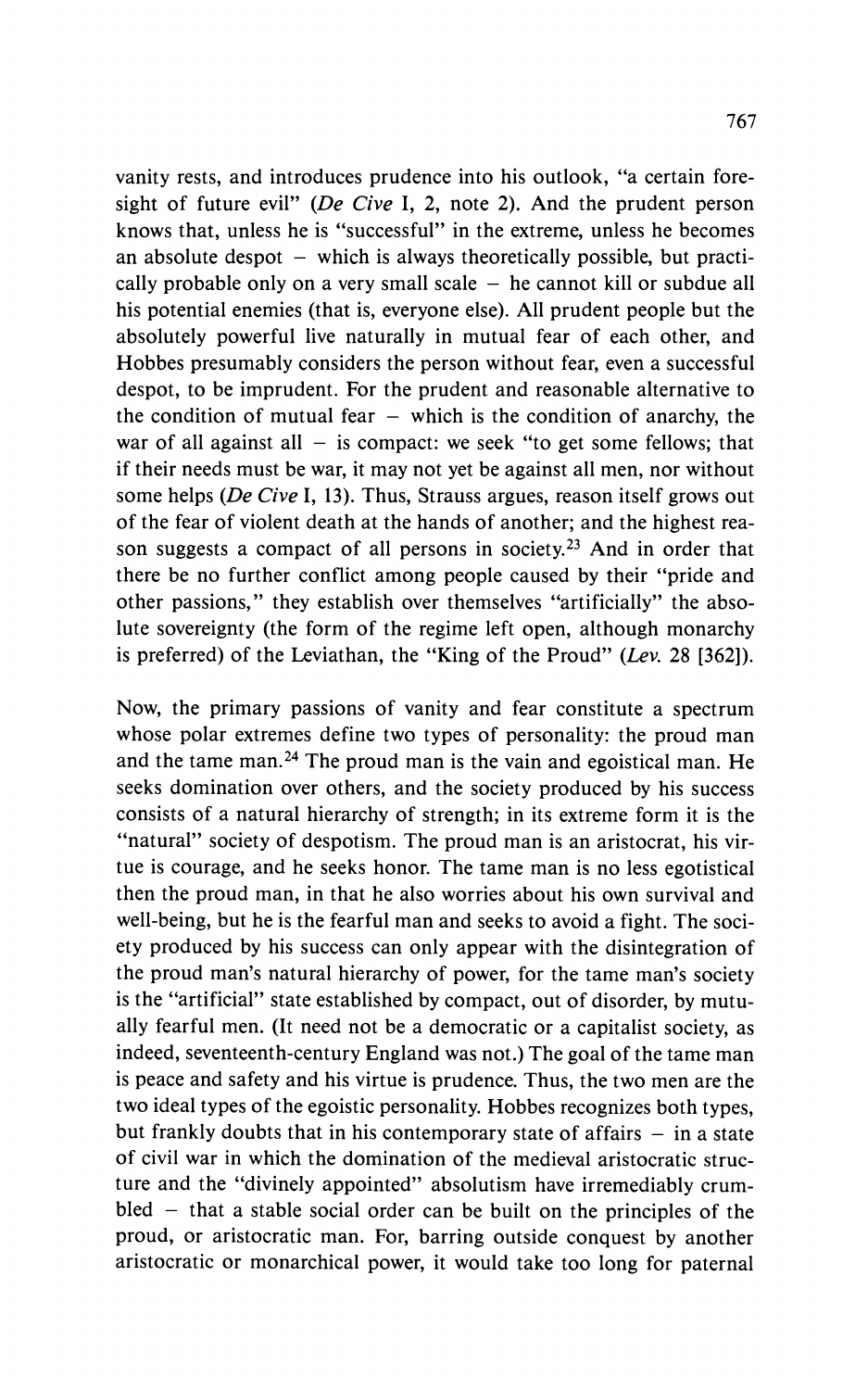vanity rests, and introduces prudence into his outlook, "a certain foresight of future evil" (*De Cive* I, 2, note 2). And the prudent person knows that, unless he is "successful" in the extreme, unless he becomes an absolute despot – which is always theoretically possible, but practically probable only on a very small scale – he cannot kill or subdue all his potential enemies (that is, everyone else). All prudent people but the absolutely powerful live naturally in mutual fear of each other, and Hobbes presumably considers the person without fear, even a successful despot, to be imprudent. For the prudent and reasonable alternative to the condition of mutual fear – which is the condition of anarchy, the war of all against all – is compact: we seek "to get some fellows; that if their needs must be war, it may not yet be against all men, nor without some helps (*De Cive* I, 13). Thus, Strauss argues, reason itself grows out of the fear of violent death at the hands of another; and the highest reason suggests a compact of all persons in society.[23] And in order that there be no further conflict among people caused by their "pride and other passions," they establish over themselves "artificially" the absolute sovereignty (the form of the regime left open, although monarchy is preferred) of the Leviathan, the "King of the Proud" (*Lev.* 28 [362]).

Now, the primary passions of vanity and fear constitute a spectrum whose polar extremes define two types of personality: the proud man and the tame man.[24] The proud man is the vain and egoistical man. He seeks domination over others, and the society produced by his success consists of a natural hierarchy of strength; in its extreme form it is the "natural" society of despotism. The proud man is an aristocrat, his virtue is courage, and he seeks honor. The tame man is no less egotistical then the proud man, in that he also worries about his own survival and well-being, but he is the fearful man and seeks to avoid a fight. The society produced by his success can only appear with the disintegration of the proud man's natural hierarchy of power, for the tame man's society is the "artificial" state established by compact, out of disorder, by mutually fearful men. (It need not be a democratic or a capitalist society, as indeed, seventeenth-century England was not.) The goal of the tame man is peace and safety and his virtue is prudence. Thus, the two men are the two ideal types of the egoistic personality. Hobbes recognizes both types, but frankly doubts that in his contemporary state of affairs – in a state of civil war in which the domination of the medieval aristocratic structure and the "divinely appointed" absolutism have irremediably crumbled – that a stable social order can be built on the principles of the proud, or aristocratic man. For, barring outside conquest by another aristocratic or monarchical power, it would take too long for paternal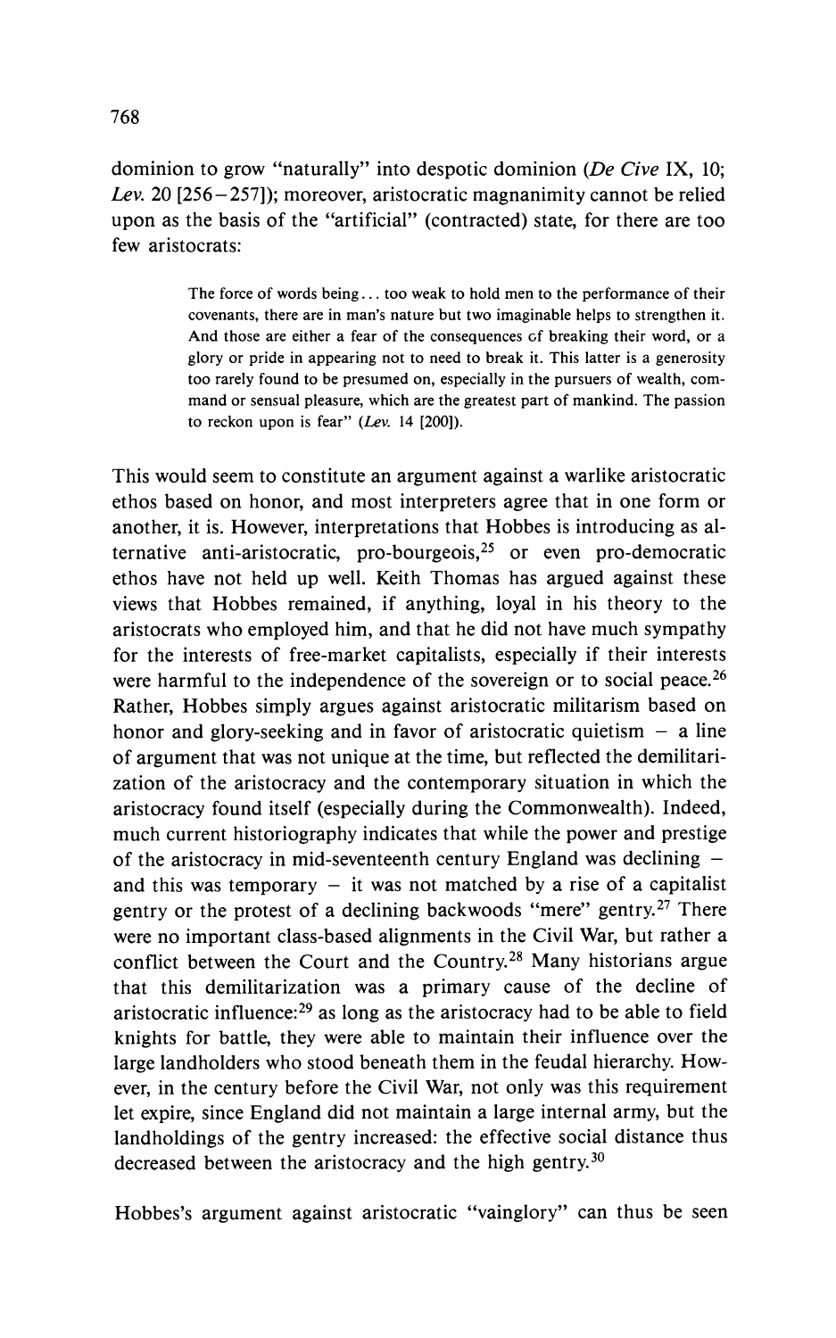dominion to grow "naturally" into despotic dominion (*De Cive* IX, 10; *Lev.* 20 [256–257]); moreover, aristocratic magnanimity cannot be relied upon as the basis of the "artificial" (contracted) state, for there are too few aristocrats:

> The force of words being... too weak to hold men to the performance of their covenants, there are in man's nature but two imaginable helps to strengthen it. And those are either a fear of the consequences of breaking their word, or a glory or pride in appearing not to need to break it. This latter is a generosity too rarely found to be presumed on, especially in the pursuers of wealth, command or sensual pleasure, which are the greatest part of mankind. The passion to reckon upon is fear" (*Lev.* 14 [200]).

This would seem to constitute an argument against a warlike aristocratic ethos based on honor, and most interpreters agree that in one form or another, it is. However, interpretations that Hobbes is introducing as alternative anti-aristocratic, pro-bourgeois,[25] or even pro-democratic ethos have not held up well. Keith Thomas has argued against these views that Hobbes remained, if anything, loyal in his theory to the aristocrats who employed him, and that he did not have much sympathy for the interests of free-market capitalists, especially if their interests were harmful to the independence of the sovereign or to social peace.[26] Rather, Hobbes simply argues against aristocratic militarism based on honor and glory-seeking and in favor of aristocratic quietism – a line of argument that was not unique at the time, but reflected the demilitarization of the aristocracy and the contemporary situation in which the aristocracy found itself (especially during the Commonwealth). Indeed, much current historiography indicates that while the power and prestige of the aristocracy in mid-seventeenth century England was declining – and this was temporary – it was not matched by a rise of a capitalist gentry or the protest of a declining backwoods "mere" gentry.[27] There were no important class-based alignments in the Civil War, but rather a conflict between the Court and the Country.[28] Many historians argue that this demilitarization was a primary cause of the decline of aristocratic influence:[29] as long as the aristocracy had to be able to field knights for battle, they were able to maintain their influence over the large landholders who stood beneath them in the feudal hierarchy. However, in the century before the Civil War, not only was this requirement let expire, since England did not maintain a large internal army, but the landholdings of the gentry increased: the effective social distance thus decreased between the aristocracy and the high gentry.[30]

Hobbes's argument against aristocratic "vainglory" can thus be seen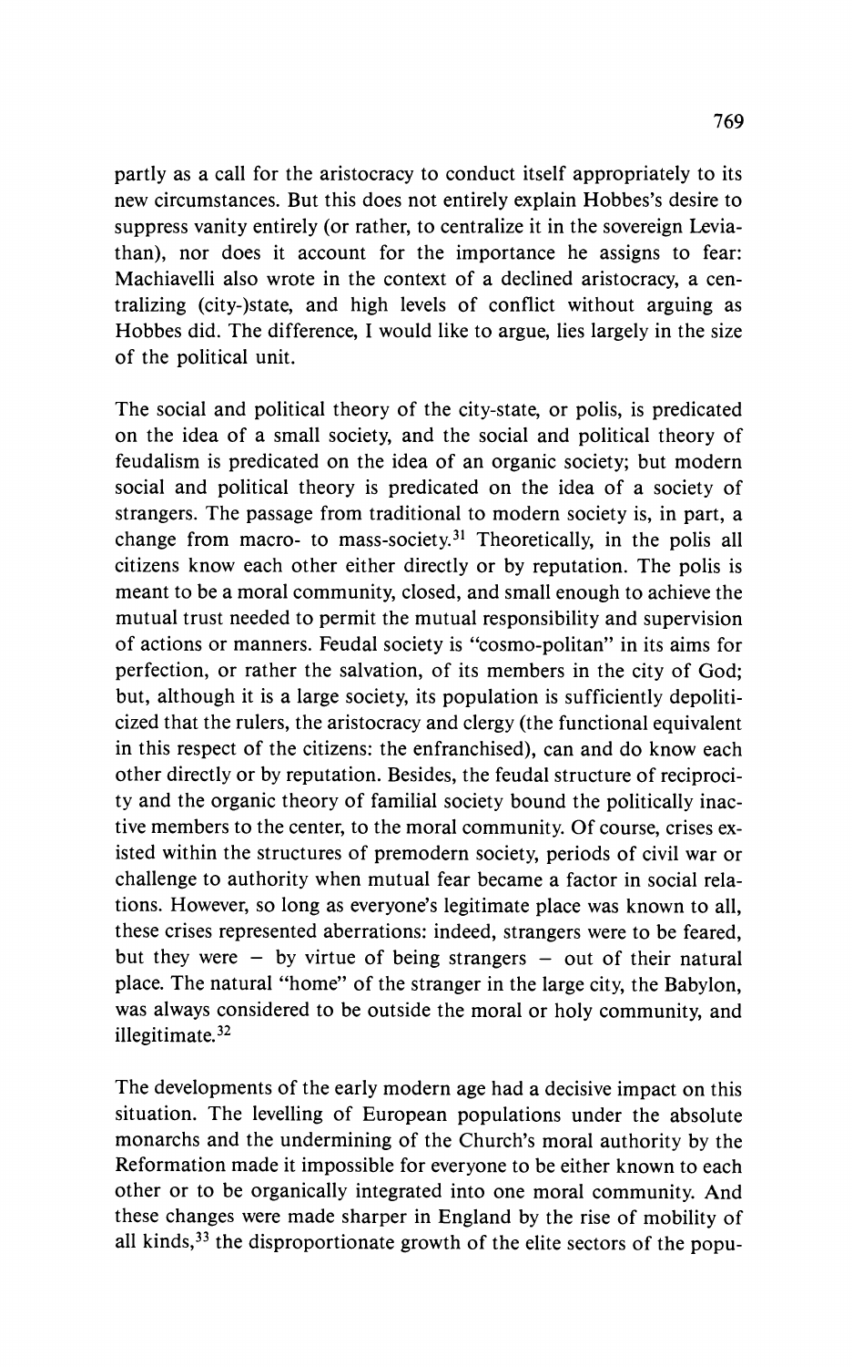partly as a call for the aristocracy to conduct itself appropriately to its new circumstances. But this does not entirely explain Hobbes's desire to suppress vanity entirely (or rather, to centralize it in the sovereign Leviathan), nor does it account for the importance he assigns to fear: Machiavelli also wrote in the context of a declined aristocracy, a centralizing (city-)state, and high levels of conflict without arguing as Hobbes did. The difference, I would like to argue, lies largely in the size of the political unit.

The social and political theory of the city-state, or polis, is predicated on the idea of a small society, and the social and political theory of feudalism is predicated on the idea of an organic society; but modern social and political theory is predicated on the idea of a society of strangers. The passage from traditional to modern society is, in part, a change from macro- to mass-society.[31] Theoretically, in the polis all citizens know each other either directly or by reputation. The polis is meant to be a moral community, closed, and small enough to achieve the mutual trust needed to permit the mutual responsibility and supervision of actions or manners. Feudal society is "cosmo-politan" in its aims for perfection, or rather the salvation, of its members in the city of God; but, although it is a large society, its population is sufficiently depoliticized that the rulers, the aristocracy and clergy (the functional equivalent in this respect of the citizens: the enfranchised), can and do know each other directly or by reputation. Besides, the feudal structure of reciprocity and the organic theory of familial society bound the politically inactive members to the center, to the moral community. Of course, crises existed within the structures of premodern society, periods of civil war or challenge to authority when mutual fear became a factor in social relations. However, so long as everyone's legitimate place was known to all, these crises represented aberrations: indeed, strangers were to be feared, but they were – by virtue of being strangers – out of their natural place. The natural "home" of the stranger in the large city, the Babylon, was always considered to be outside the moral or holy community, and illegitimate.[32]

The developments of the early modern age had a decisive impact on this situation. The levelling of European populations under the absolute monarchs and the undermining of the Church's moral authority by the Reformation made it impossible for everyone to be either known to each other or to be organically integrated into one moral community. And these changes were made sharper in England by the rise of mobility of all kinds,[33] the disproportionate growth of the elite sectors of the popu-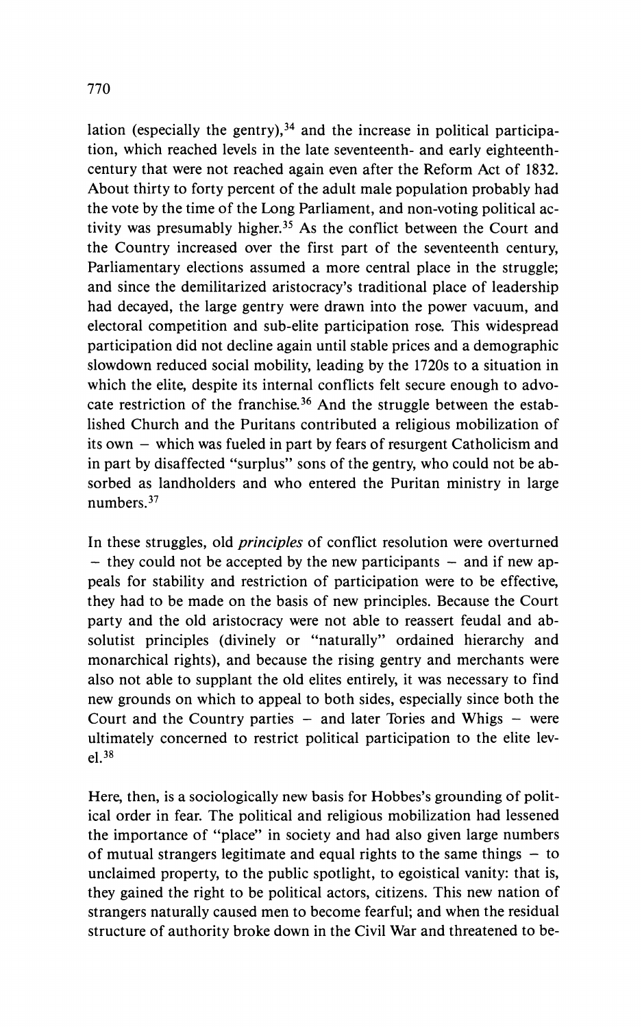lation (especially the gentry),[34] and the increase in political participation, which reached levels in the late seventeenth- and early eighteenth-century that were not reached again even after the Reform Act of 1832. About thirty to forty percent of the adult male population probably had the vote by the time of the Long Parliament, and non-voting political activity was presumably higher.[35] As the conflict between the Court and the Country increased over the first part of the seventeenth century, Parliamentary elections assumed a more central place in the struggle; and since the demilitarized aristocracy's traditional place of leadership had decayed, the large gentry were drawn into the power vacuum, and electoral competition and sub-elite participation rose. This widespread participation did not decline again until stable prices and a demographic slowdown reduced social mobility, leading by the 1720s to a situation in which the elite, despite its internal conflicts felt secure enough to advocate restriction of the franchise.[36] And the struggle between the established Church and the Puritans contributed a religious mobilization of its own – which was fueled in part by fears of resurgent Catholicism and in part by disaffected "surplus" sons of the gentry, who could not be absorbed as landholders and who entered the Puritan ministry in large numbers.[37]

In these struggles, old *principles* of conflict resolution were overturned – they could not be accepted by the new participants – and if new appeals for stability and restriction of participation were to be effective, they had to be made on the basis of new principles. Because the Court party and the old aristocracy were not able to reassert feudal and absolutist principles (divinely or "naturally" ordained hierarchy and monarchical rights), and because the rising gentry and merchants were also not able to supplant the old elites entirely, it was necessary to find new grounds on which to appeal to both sides, especially since both the Court and the Country parties – and later Tories and Whigs – were ultimately concerned to restrict political participation to the elite level.[38]

Here, then, is a sociologically new basis for Hobbes's grounding of political order in fear. The political and religious mobilization had lessened the importance of "place" in society and had also given large numbers of mutual strangers legitimate and equal rights to the same things – to unclaimed property, to the public spotlight, to egoistical vanity: that is, they gained the right to be political actors, citizens. This new nation of strangers naturally caused men to become fearful; and when the residual structure of authority broke down in the Civil War and threatened to be-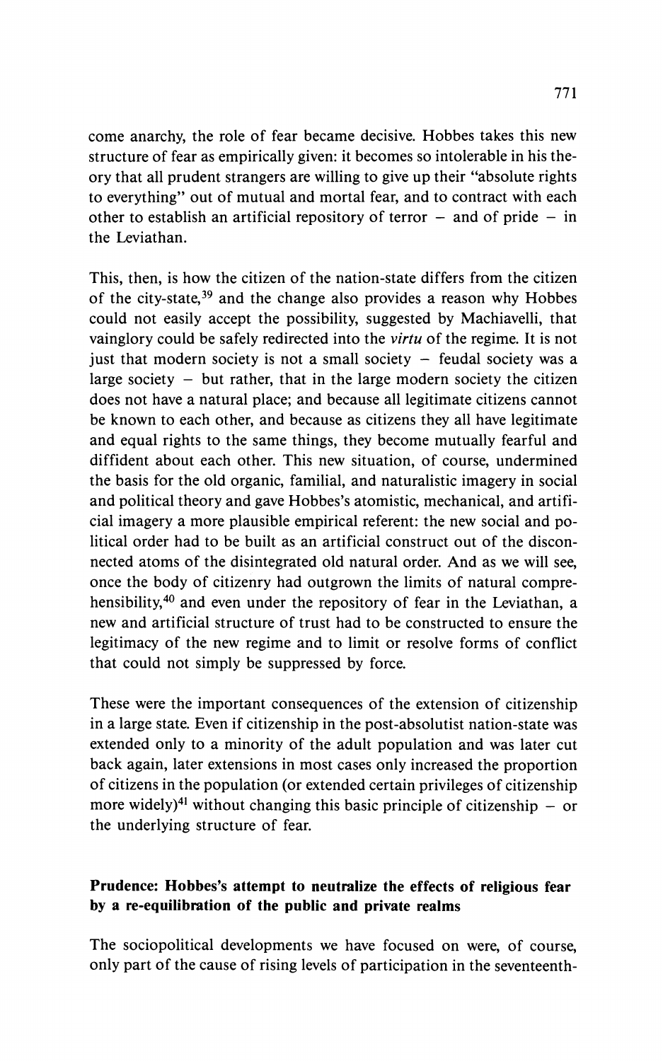come anarchy, the role of fear became decisive. Hobbes takes this new structure of fear as empirically given: it becomes so intolerable in his theory that all prudent strangers are willing to give up their "absolute rights to everything" out of mutual and mortal fear, and to contract with each other to establish an artificial repository of terror – and of pride – in the Leviathan.

This, then, is how the citizen of the nation-state differs from the citizen of the city-state,[39] and the change also provides a reason why Hobbes could not easily accept the possibility, suggested by Machiavelli, that vainglory could be safely redirected into the *virtu* of the regime. It is not just that modern society is not a small society – feudal society was a large society – but rather, that in the large modern society the citizen does not have a natural place; and because all legitimate citizens cannot be known to each other, and because as citizens they all have legitimate and equal rights to the same things, they become mutually fearful and diffident about each other. This new situation, of course, undermined the basis for the old organic, familial, and naturalistic imagery in social and political theory and gave Hobbes's atomistic, mechanical, and artificial imagery a more plausible empirical referent: the new social and political order had to be built as an artificial construct out of the disconnected atoms of the disintegrated old natural order. And as we will see, once the body of citizenry had outgrown the limits of natural comprehensibility,[40] and even under the repository of fear in the Leviathan, a new and artificial structure of trust had to be constructed to ensure the legitimacy of the new regime and to limit or resolve forms of conflict that could not simply be suppressed by force.

These were the important consequences of the extension of citizenship in a large state. Even if citizenship in the post-absolutist nation-state was extended only to a minority of the adult population and was later cut back again, later extensions in most cases only increased the proportion of citizens in the population (or extended certain privileges of citizenship more widely)[41] without changing this basic principle of citizenship – or the underlying structure of fear.

## Prudence: Hobbes's attempt to neutralize the effects of religious fear by a re-equilibration of the public and private realms

The sociopolitical developments we have focused on were, of course, only part of the cause of rising levels of participation in the seventeenth-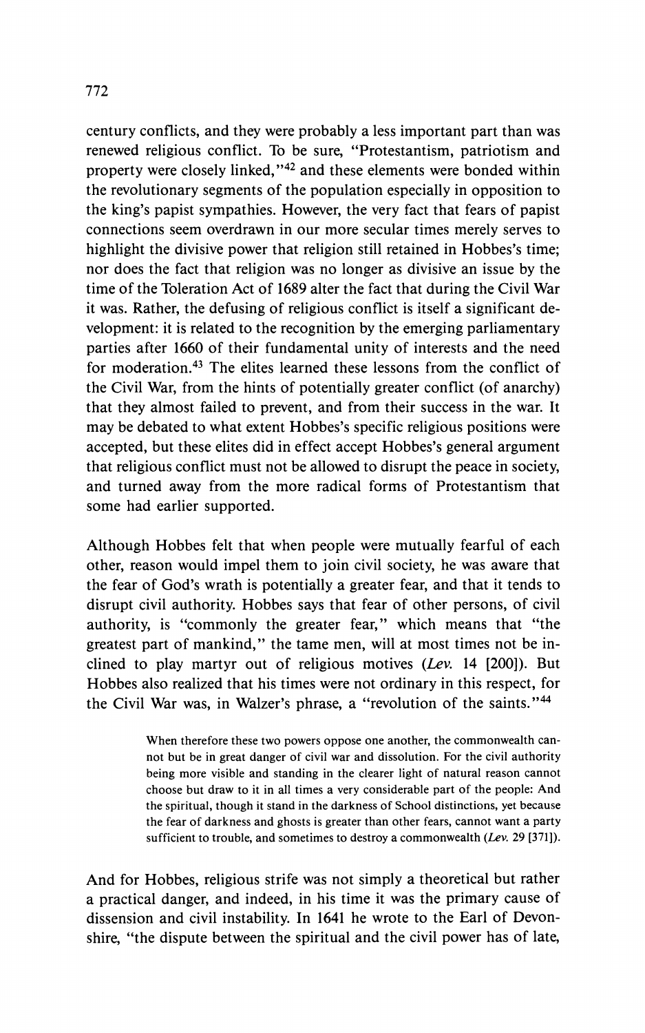century conflicts, and they were probably a less important part than was renewed religious conflict. To be sure, "Protestantism, patriotism and property were closely linked,"[42] and these elements were bonded within the revolutionary segments of the population especially in opposition to the king's papist sympathies. However, the very fact that fears of papist connections seem overdrawn in our more secular times merely serves to highlight the divisive power that religion still retained in Hobbes's time; nor does the fact that religion was no longer as divisive an issue by the time of the Toleration Act of 1689 alter the fact that during the Civil War it was. Rather, the defusing of religious conflict is itself a significant development: it is related to the recognition by the emerging parliamentary parties after 1660 of their fundamental unity of interests and the need for moderation.[43] The elites learned these lessons from the conflict of the Civil War, from the hints of potentially greater conflict (of anarchy) that they almost failed to prevent, and from their success in the war. It may be debated to what extent Hobbes's specific religious positions were accepted, but these elites did in effect accept Hobbes's general argument that religious conflict must not be allowed to disrupt the peace in society, and turned away from the more radical forms of Protestantism that some had earlier supported.

Although Hobbes felt that when people were mutually fearful of each other, reason would impel them to join civil society, he was aware that the fear of God's wrath is potentially a greater fear, and that it tends to disrupt civil authority. Hobbes says that fear of other persons, of civil authority, is "commonly the greater fear," which means that "the greatest part of mankind," the tame men, will at most times not be inclined to play martyr out of religious motives (*Lev.* 14 [200]). But Hobbes also realized that his times were not ordinary in this respect, for the Civil War was, in Walzer's phrase, a "revolution of the saints."[44]

> When therefore these two powers oppose one another, the commonwealth cannot but be in great danger of civil war and dissolution. For the civil authority being more visible and standing in the clearer light of natural reason cannot choose but draw to it in all times a very considerable part of the people: And the spiritual, though it stand in the darkness of School distinctions, yet because the fear of darkness and ghosts is greater than other fears, cannot want a party sufficient to trouble, and sometimes to destroy a commonwealth (*Lev.* 29 [371]).

And for Hobbes, religious strife was not simply a theoretical but rather a practical danger, and indeed, in his time it was the primary cause of dissension and civil instability. In 1641 he wrote to the Earl of Devonshire, "the dispute between the spiritual and the civil power has of late,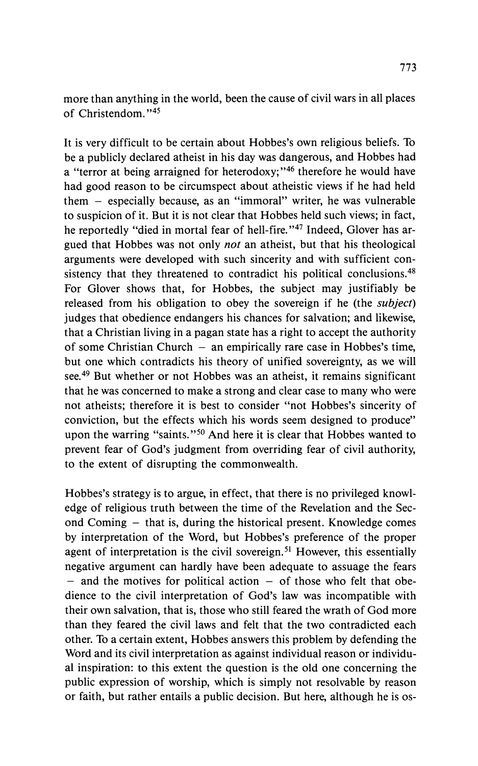more than anything in the world, been the cause of civil wars in all places of Christendom."[45]

It is very difficult to be certain about Hobbes's own religious beliefs. To be a publicly declared atheist in his day was dangerous, and Hobbes had a "terror at being arraigned for heterodoxy;"[46] therefore he would have had good reason to be circumspect about atheistic views if he had held them – especially because, as an "immoral" writer, he was vulnerable to suspicion of it. But it is not clear that Hobbes held such views; in fact, he reportedly "died in mortal fear of hell-fire."[47] Indeed, Glover has argued that Hobbes was not only *not* an atheist, but that his theological arguments were developed with such sincerity and with sufficient consistency that they threatened to contradict his political conclusions.[48] For Glover shows that, for Hobbes, the subject may justifiably be released from his obligation to obey the sovereign if he (the *subject*) judges that obedience endangers his chances for salvation; and likewise, that a Christian living in a pagan state has a right to accept the authority of some Christian Church – an empirically rare case in Hobbes's time, but one which contradicts his theory of unified sovereignty, as we will see.[49] But whether or not Hobbes was an atheist, it remains significant that he was concerned to make a strong and clear case to many who were not atheists; therefore it is best to consider "not Hobbes's sincerity of conviction, but the effects which his words seem designed to produce" upon the warring "saints."[50] And here it is clear that Hobbes wanted to prevent fear of God's judgment from overriding fear of civil authority, to the extent of disrupting the commonwealth.

Hobbes's strategy is to argue, in effect, that there is no privileged knowledge of religious truth between the time of the Revelation and the Second Coming – that is, during the historical present. Knowledge comes by interpretation of the Word, but Hobbes's preference of the proper agent of interpretation is the civil sovereign.[51] However, this essentially negative argument can hardly have been adequate to assuage the fears – and the motives for political action – of those who felt that obedience to the civil interpretation of God's law was incompatible with their own salvation, that is, those who still feared the wrath of God more than they feared the civil laws and felt that the two contradicted each other. To a certain extent, Hobbes answers this problem by defending the Word and its civil interpretation as against individual reason or individual inspiration: to this extent the question is the old one concerning the public expression of worship, which is simply not resolvable by reason or faith, but rather entails a public decision. But here, although he is os-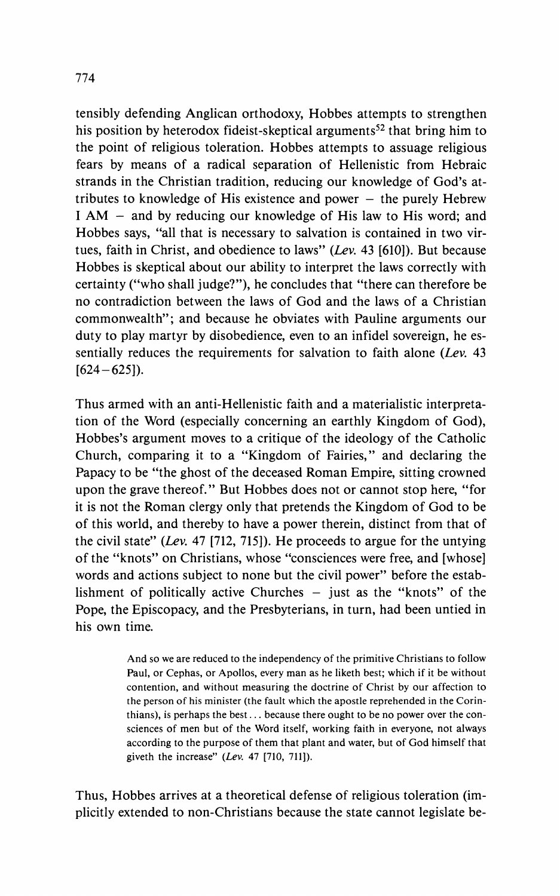tensibly defending Anglican orthodoxy, Hobbes attempts to strengthen his position by heterodox fideist-skeptical arguments[52] that bring him to the point of religious toleration. Hobbes attempts to assuage religious fears by means of a radical separation of Hellenistic from Hebraic strands in the Christian tradition, reducing our knowledge of God's attributes to knowledge of His existence and power – the purely Hebrew I AM – and by reducing our knowledge of His law to His word; and Hobbes says, "all that is necessary to salvation is contained in two virtues, faith in Christ, and obedience to laws" (*Lev.* 43 [610]). But because Hobbes is skeptical about our ability to interpret the laws correctly with certainty ("who shall judge?"), he concludes that "there can therefore be no contradiction between the laws of God and the laws of a Christian commonwealth"; and because he obviates with Pauline arguments our duty to play martyr by disobedience, even to an infidel sovereign, he essentially reduces the requirements for salvation to faith alone (*Lev.* 43 [624–625]).

Thus armed with an anti-Hellenistic faith and a materialistic interpretation of the Word (especially concerning an earthly Kingdom of God), Hobbes's argument moves to a critique of the ideology of the Catholic Church, comparing it to a "Kingdom of Fairies," and declaring the Papacy to be "the ghost of the deceased Roman Empire, sitting crowned upon the grave thereof." But Hobbes does not or cannot stop here, "for it is not the Roman clergy only that pretends the Kingdom of God to be of this world, and thereby to have a power therein, distinct from that of the civil state" (*Lev.* 47 [712, 715]). He proceeds to argue for the untying of the "knots" on Christians, whose "consciences were free, and [whose] words and actions subject to none but the civil power" before the establishment of politically active Churches – just as the "knots" of the Pope, the Episcopacy, and the Presbyterians, in turn, had been untied in his own time.

> And so we are reduced to the independency of the primitive Christians to follow Paul, or Cephas, or Apollos, every man as he liketh best; which if it be without contention, and without measuring the doctrine of Christ by our affection to the person of his minister (the fault which the apostle reprehended in the Corinthians), is perhaps the best ... because there ought to be no power over the consciences of men but of the Word itself, working faith in everyone, not always according to the purpose of them that plant and water, but of God himself that giveth the increase" (*Lev.* 47 [710, 711]).

Thus, Hobbes arrives at a theoretical defense of religious toleration (implicitly extended to non-Christians because the state cannot legislate be-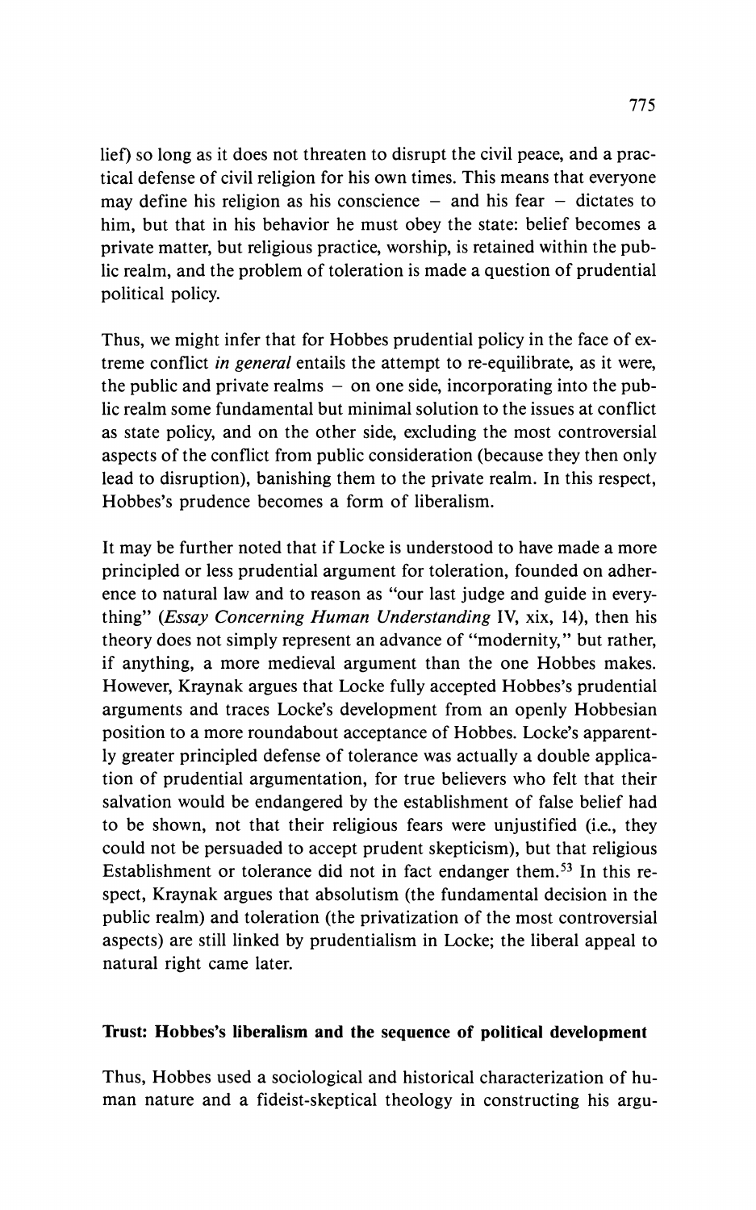lief) so long as it does not threaten to disrupt the civil peace, and a practical defense of civil religion for his own times. This means that everyone may define his religion as his conscience – and his fear – dictates to him, but that in his behavior he must obey the state: belief becomes a private matter, but religious practice, worship, is retained within the public realm, and the problem of toleration is made a question of prudential political policy.

Thus, we might infer that for Hobbes prudential policy in the face of extreme conflict *in general* entails the attempt to re-equilibrate, as it were, the public and private realms – on one side, incorporating into the public realm some fundamental but minimal solution to the issues at conflict as state policy, and on the other side, excluding the most controversial aspects of the conflict from public consideration (because they then only lead to disruption), banishing them to the private realm. In this respect, Hobbes's prudence becomes a form of liberalism.

It may be further noted that if Locke is understood to have made a more principled or less prudential argument for toleration, founded on adherence to natural law and to reason as "our last judge and guide in everything" (*Essay Concerning Human Understanding* IV, xix, 14), then his theory does not simply represent an advance of "modernity," but rather, if anything, a more medieval argument than the one Hobbes makes. However, Kraynak argues that Locke fully accepted Hobbes's prudential arguments and traces Locke's development from an openly Hobbesian position to a more roundabout acceptance of Hobbes. Locke's apparently greater principled defense of tolerance was actually a double application of prudential argumentation, for true believers who felt that their salvation would be endangered by the establishment of false belief had to be shown, not that their religious fears were unjustified (i.e., they could not be persuaded to accept prudent skepticism), but that religious Establishment or tolerance did not in fact endanger them.[53] In this respect, Kraynak argues that absolutism (the fundamental decision in the public realm) and toleration (the privatization of the most controversial aspects) are still linked by prudentialism in Locke; the liberal appeal to natural right came later.

## Trust: Hobbes's liberalism and the sequence of political development

Thus, Hobbes used a sociological and historical characterization of human nature and a fideist-skeptical theology in constructing his argu-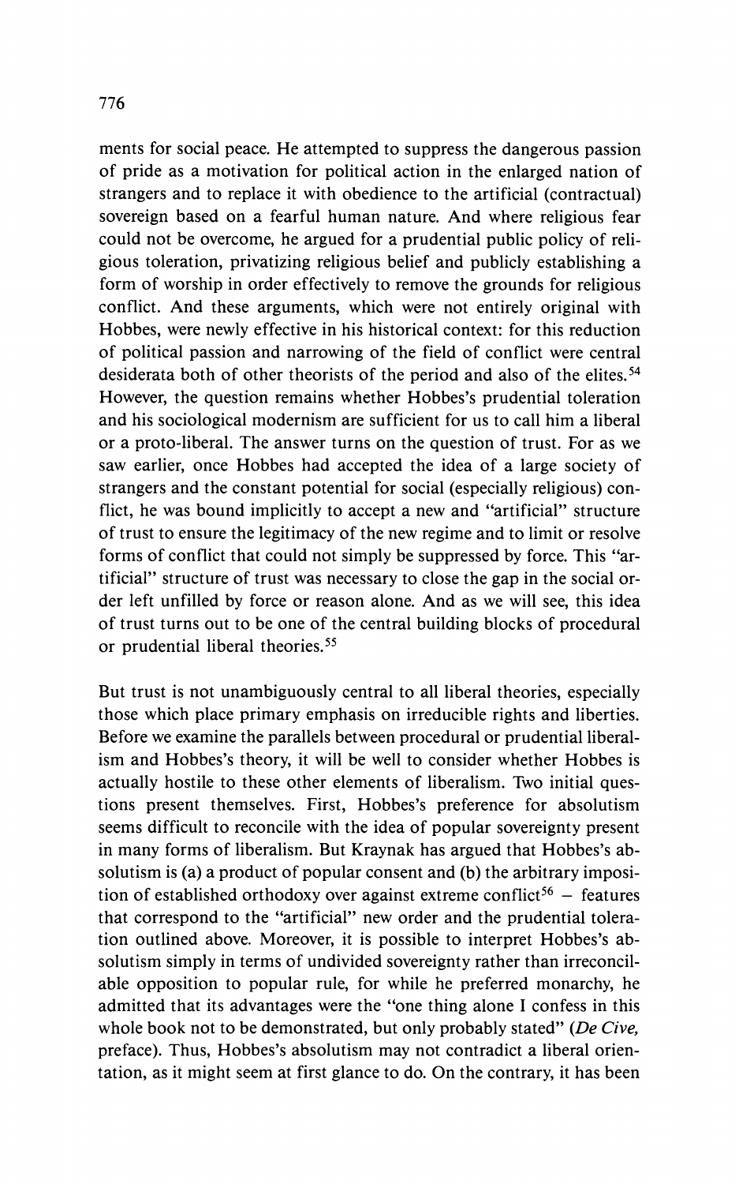ments for social peace. He attempted to suppress the dangerous passion of pride as a motivation for political action in the enlarged nation of strangers and to replace it with obedience to the artificial (contractual) sovereign based on a fearful human nature. And where religious fear could not be overcome, he argued for a prudential public policy of religious toleration, privatizing religious belief and publicly establishing a form of worship in order effectively to remove the grounds for religious conflict. And these arguments, which were not entirely original with Hobbes, were newly effective in his historical context: for this reduction of political passion and narrowing of the field of conflict were central desiderata both of other theorists of the period and also of the elites.[54] However, the question remains whether Hobbes's prudential toleration and his sociological modernism are sufficient for us to call him a liberal or a proto-liberal. The answer turns on the question of trust. For as we saw earlier, once Hobbes had accepted the idea of a large society of strangers and the constant potential for social (especially religious) conflict, he was bound implicitly to accept a new and "artificial" structure of trust to ensure the legitimacy of the new regime and to limit or resolve forms of conflict that could not simply be suppressed by force. This "artificial" structure of trust was necessary to close the gap in the social order left unfilled by force or reason alone. And as we will see, this idea of trust turns out to be one of the central building blocks of procedural or prudential liberal theories.[55]

But trust is not unambiguously central to all liberal theories, especially those which place primary emphasis on irreducible rights and liberties. Before we examine the parallels between procedural or prudential liberalism and Hobbes's theory, it will be well to consider whether Hobbes is actually hostile to these other elements of liberalism. Two initial questions present themselves. First, Hobbes's preference for absolutism seems difficult to reconcile with the idea of popular sovereignty present in many forms of liberalism. But Kraynak has argued that Hobbes's absolutism is (a) a product of popular consent and (b) the arbitrary imposition of established orthodoxy over against extreme conflict[56] – features that correspond to the "artificial" new order and the prudential toleration outlined above. Moreover, it is possible to interpret Hobbes's absolutism simply in terms of undivided sovereignty rather than irreconcilable opposition to popular rule, for while he preferred monarchy, he admitted that its advantages were the "one thing alone I confess in this whole book not to be demonstrated, but only probably stated" (*De Cive*, preface). Thus, Hobbes's absolutism may not contradict a liberal orientation, as it might seem at first glance to do. On the contrary, it has been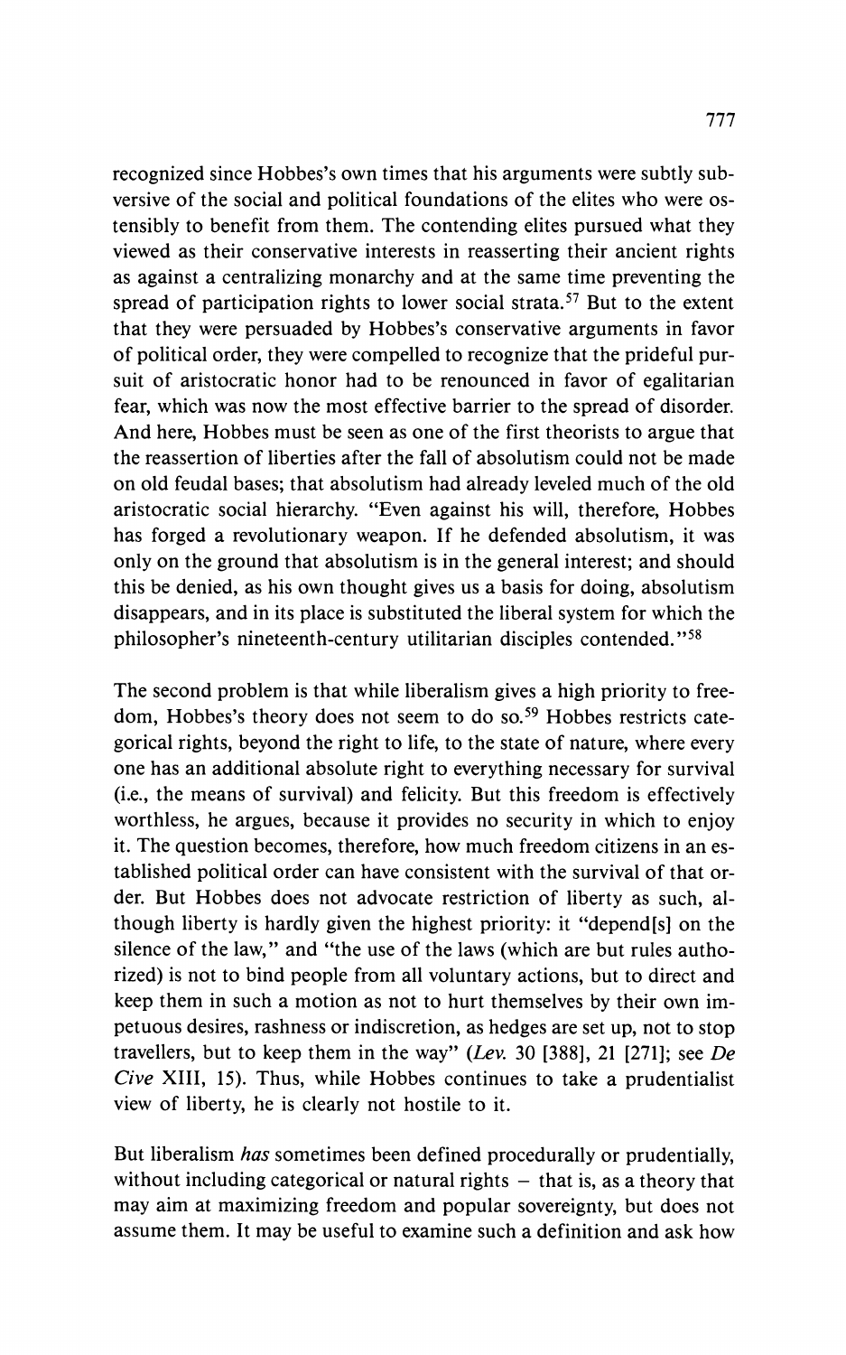recognized since Hobbes's own times that his arguments were subtly subversive of the social and political foundations of the elites who were ostensibly to benefit from them. The contending elites pursued what they viewed as their conservative interests in reasserting their ancient rights as against a centralizing monarchy and at the same time preventing the spread of participation rights to lower social strata.[57] But to the extent that they were persuaded by Hobbes's conservative arguments in favor of political order, they were compelled to recognize that the prideful pursuit of aristocratic honor had to be renounced in favor of egalitarian fear, which was now the most effective barrier to the spread of disorder. And here, Hobbes must be seen as one of the first theorists to argue that the reassertion of liberties after the fall of absolutism could not be made on old feudal bases; that absolutism had already leveled much of the old aristocratic social hierarchy. "Even against his will, therefore, Hobbes has forged a revolutionary weapon. If he defended absolutism, it was only on the ground that absolutism is in the general interest; and should this be denied, as his own thought gives us a basis for doing, absolutism disappears, and in its place is substituted the liberal system for which the philosopher's nineteenth-century utilitarian disciples contended."[58]

The second problem is that while liberalism gives a high priority to freedom, Hobbes's theory does not seem to do so.[59] Hobbes restricts categorical rights, beyond the right to life, to the state of nature, where every one has an additional absolute right to everything necessary for survival (i.e., the means of survival) and felicity. But this freedom is effectively worthless, he argues, because it provides no security in which to enjoy it. The question becomes, therefore, how much freedom citizens in an established political order can have consistent with the survival of that order. But Hobbes does not advocate restriction of liberty as such, although liberty is hardly given the highest priority: it "depend[s] on the silence of the law," and "the use of the laws (which are but rules authorized) is not to bind people from all voluntary actions, but to direct and keep them in such a motion as not to hurt themselves by their own impetuous desires, rashness or indiscretion, as hedges are set up, not to stop travellers, but to keep them in the way" (*Lev.* 30 [388], 21 [271]; see *De Cive* XIII, 15). Thus, while Hobbes continues to take a prudentialist view of liberty, he is clearly not hostile to it.

But liberalism *has* sometimes been defined procedurally or prudentially, without including categorical or natural rights – that is, as a theory that may aim at maximizing freedom and popular sovereignty, but does not assume them. It may be useful to examine such a definition and ask how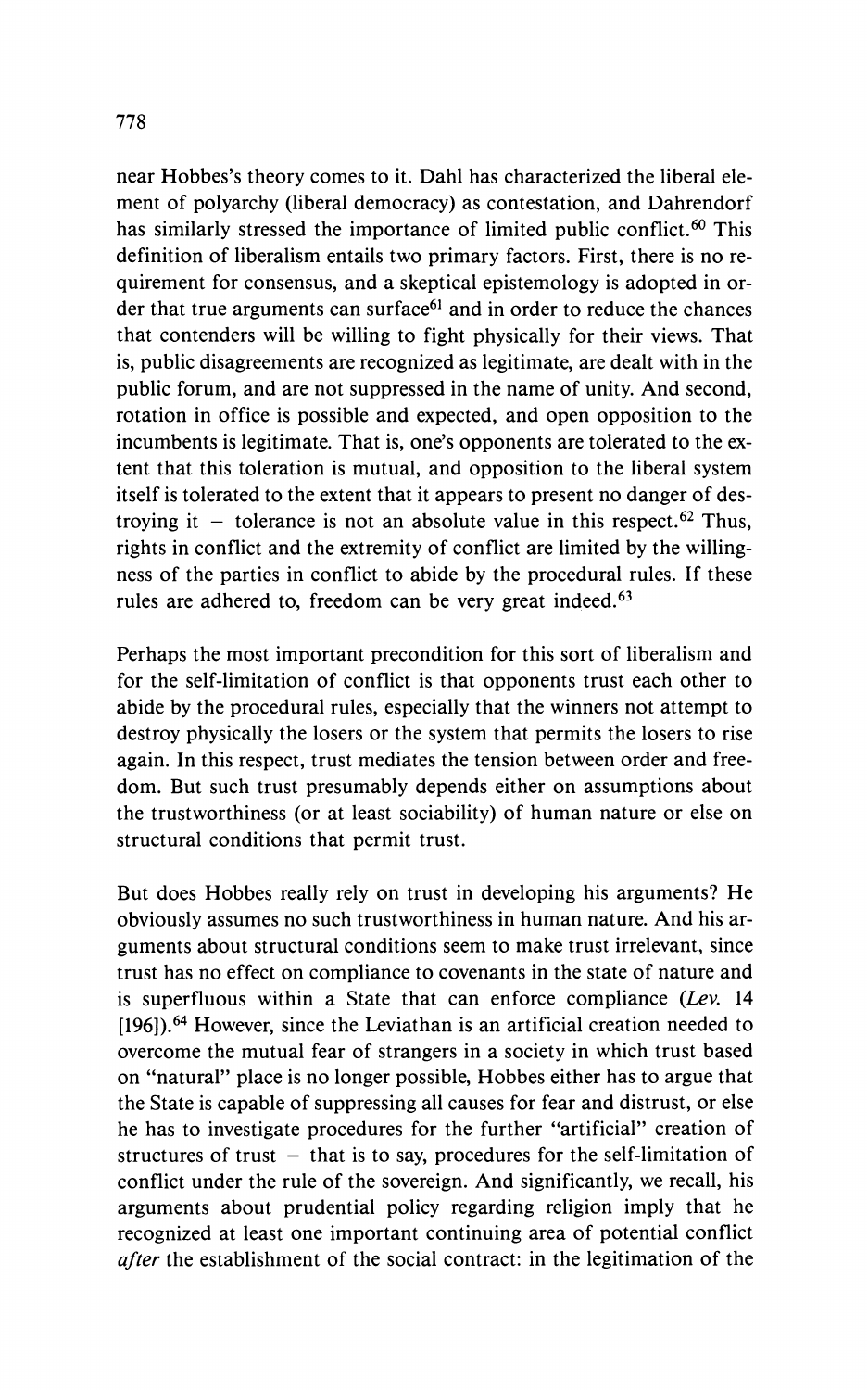near Hobbes's theory comes to it. Dahl has characterized the liberal element of polyarchy (liberal democracy) as contestation, and Dahrendorf has similarly stressed the importance of limited public conflict.[60] This definition of liberalism entails two primary factors. First, there is no requirement for consensus, and a skeptical epistemology is adopted in order that true arguments can surface[61] and in order to reduce the chances that contenders will be willing to fight physically for their views. That is, public disagreements are recognized as legitimate, are dealt with in the public forum, and are not suppressed in the name of unity. And second, rotation in office is possible and expected, and open opposition to the incumbents is legitimate. That is, one's opponents are tolerated to the extent that this toleration is mutual, and opposition to the liberal system itself is tolerated to the extent that it appears to present no danger of destroying it – tolerance is not an absolute value in this respect.[62] Thus, rights in conflict and the extremity of conflict are limited by the willingness of the parties in conflict to abide by the procedural rules. If these rules are adhered to, freedom can be very great indeed.[63]

Perhaps the most important precondition for this sort of liberalism and for the self-limitation of conflict is that opponents trust each other to abide by the procedural rules, especially that the winners not attempt to destroy physically the losers or the system that permits the losers to rise again. In this respect, trust mediates the tension between order and freedom. But such trust presumably depends either on assumptions about the trustworthiness (or at least sociability) of human nature or else on structural conditions that permit trust.

But does Hobbes really rely on trust in developing his arguments? He obviously assumes no such trustworthiness in human nature. And his arguments about structural conditions seem to make trust irrelevant, since trust has no effect on compliance to covenants in the state of nature and is superfluous within a State that can enforce compliance (*Lev.* 14 [196]).[64] However, since the Leviathan is an artificial creation needed to overcome the mutual fear of strangers in a society in which trust based on "natural" place is no longer possible, Hobbes either has to argue that the State is capable of suppressing all causes for fear and distrust, or else he has to investigate procedures for the further "artificial" creation of structures of trust – that is to say, procedures for the self-limitation of conflict under the rule of the sovereign. And significantly, we recall, his arguments about prudential policy regarding religion imply that he recognized at least one important continuing area of potential conflict *after* the establishment of the social contract: in the legitimation of the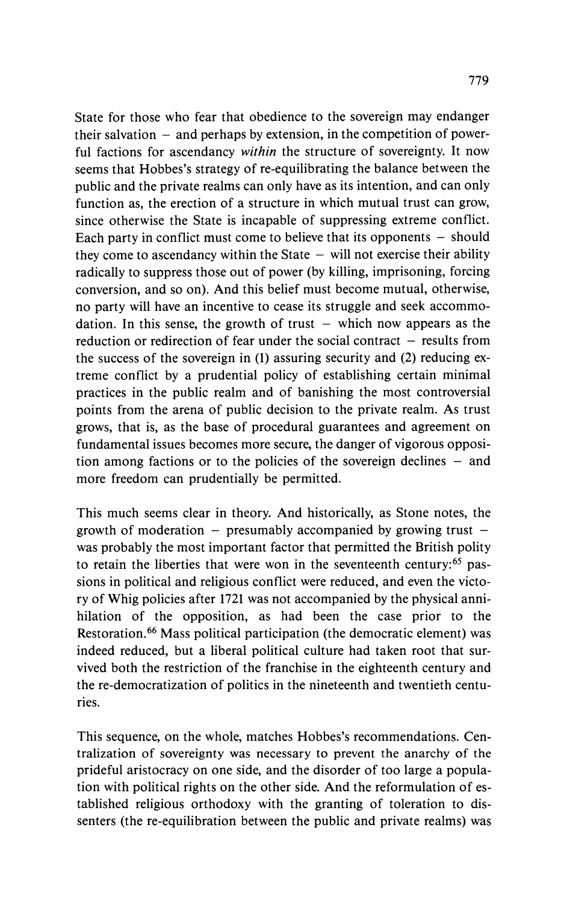State for those who fear that obedience to the sovereign may endanger their salvation – and perhaps by extension, in the competition of powerful factions for ascendancy *within* the structure of sovereignty. It now seems that Hobbes's strategy of re-equilibrating the balance between the public and the private realms can only have as its intention, and can only function as, the erection of a structure in which mutual trust can grow, since otherwise the State is incapable of suppressing extreme conflict. Each party in conflict must come to believe that its opponents – should they come to ascendancy within the State – will not exercise their ability radically to suppress those out of power (by killing, imprisoning, forcing conversion, and so on). And this belief must become mutual, otherwise, no party will have an incentive to cease its struggle and seek accommodation. In this sense, the growth of trust – which now appears as the reduction or redirection of fear under the social contract – results from the success of the sovereign in (1) assuring security and (2) reducing extreme conflict by a prudential policy of establishing certain minimal practices in the public realm and of banishing the most controversial points from the arena of public decision to the private realm. As trust grows, that is, as the base of procedural guarantees and agreement on fundamental issues becomes more secure, the danger of vigorous opposition among factions or to the policies of the sovereign declines – and more freedom can prudentially be permitted.

This much seems clear in theory. And historically, as Stone notes, the growth of moderation – presumably accompanied by growing trust – was probably the most important factor that permitted the British polity to retain the liberties that were won in the seventeenth century:[65] passions in political and religious conflict were reduced, and even the victory of Whig policies after 1721 was not accompanied by the physical annihilation of the opposition, as had been the case prior to the Restoration.[66] Mass political participation (the democratic element) was indeed reduced, but a liberal political culture had taken root that survived both the restriction of the franchise in the eighteenth century and the re-democratization of politics in the nineteenth and twentieth centuries.

This sequence, on the whole, matches Hobbes's recommendations. Centralization of sovereignty was necessary to prevent the anarchy of the prideful aristocracy on one side, and the disorder of too large a population with political rights on the other side. And the reformulation of established religious orthodoxy with the granting of toleration to dissenters (the re-equilibration between the public and private realms) was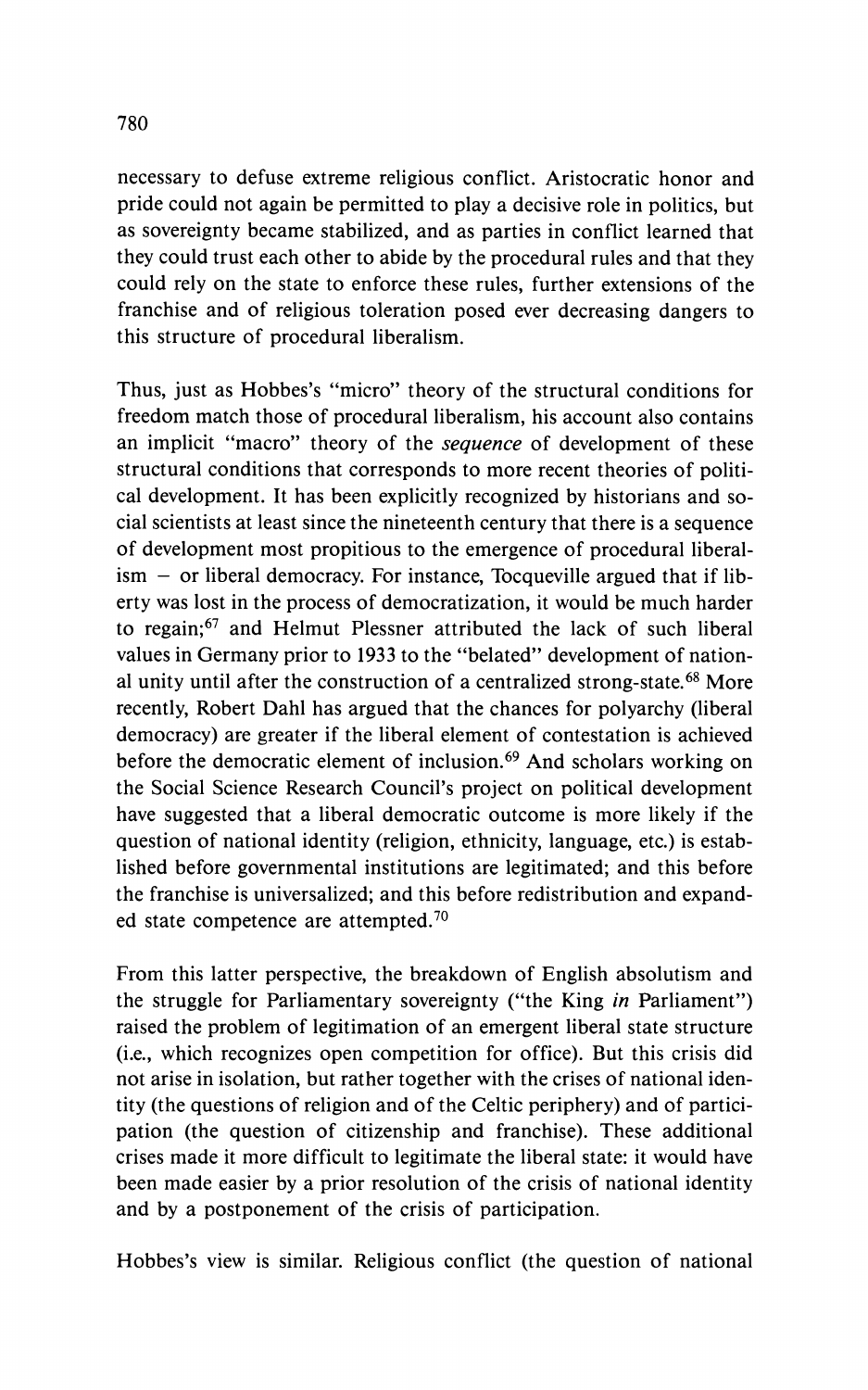necessary to defuse extreme religious conflict. Aristocratic honor and pride could not again be permitted to play a decisive role in politics, but as sovereignty became stabilized, and as parties in conflict learned that they could trust each other to abide by the procedural rules and that they could rely on the state to enforce these rules, further extensions of the franchise and of religious toleration posed ever decreasing dangers to this structure of procedural liberalism.

Thus, just as Hobbes's "micro" theory of the structural conditions for freedom match those of procedural liberalism, his account also contains an implicit "macro" theory of the *sequence* of development of these structural conditions that corresponds to more recent theories of political development. It has been explicitly recognized by historians and social scientists at least since the nineteenth century that there is a sequence of development most propitious to the emergence of procedural liberalism – or liberal democracy. For instance, Tocqueville argued that if liberty was lost in the process of democratization, it would be much harder to regain;[67] and Helmut Plessner attributed the lack of such liberal values in Germany prior to 1933 to the "belated" development of national unity until after the construction of a centralized strong-state.[68] More recently, Robert Dahl has argued that the chances for polyarchy (liberal democracy) are greater if the liberal element of contestation is achieved before the democratic element of inclusion.[69] And scholars working on the Social Science Research Council's project on political development have suggested that a liberal democratic outcome is more likely if the question of national identity (religion, ethnicity, language, etc.) is established before governmental institutions are legitimated; and this before the franchise is universalized; and this before redistribution and expanded state competence are attempted.[70]

From this latter perspective, the breakdown of English absolutism and the struggle for Parliamentary sovereignty ("the King *in* Parliament") raised the problem of legitimation of an emergent liberal state structure (i.e., which recognizes open competition for office). But this crisis did not arise in isolation, but rather together with the crises of national identity (the questions of religion and of the Celtic periphery) and of participation (the question of citizenship and franchise). These additional crises made it more difficult to legitimate the liberal state: it would have been made easier by a prior resolution of the crisis of national identity and by a postponement of the crisis of participation.

Hobbes's view is similar. Religious conflict (the question of national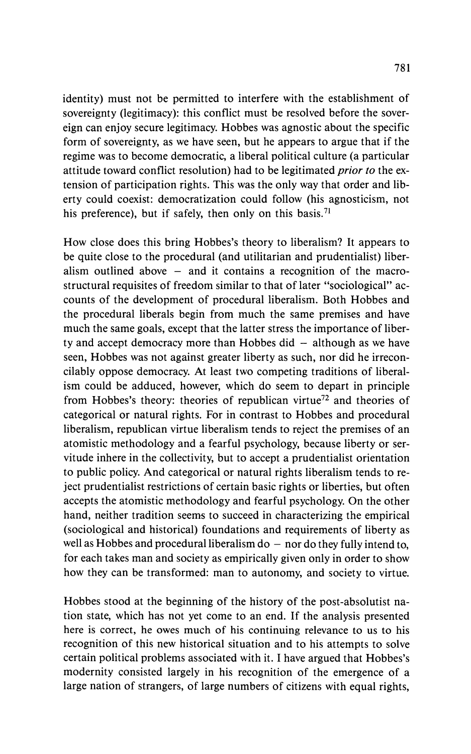identity) must not be permitted to interfere with the establishment of sovereignty (legitimacy): this conflict must be resolved before the sovereign can enjoy secure legitimacy. Hobbes was agnostic about the specific form of sovereignty, as we have seen, but he appears to argue that if the regime was to become democratic, a liberal political culture (a particular attitude toward conflict resolution) had to be legitimated *prior to* the extension of participation rights. This was the only way that order and liberty could coexist: democratization could follow (his agnosticism, not his preference), but if safely, then only on this basis.[71]

How close does this bring Hobbes's theory to liberalism? It appears to be quite close to the procedural (and utilitarian and prudentialist) liberalism outlined above – and it contains a recognition of the macrostructural requisites of freedom similar to that of later "sociological" accounts of the development of procedural liberalism. Both Hobbes and the procedural liberals begin from much the same premises and have much the same goals, except that the latter stress the importance of liberty and accept democracy more than Hobbes did – although as we have seen, Hobbes was not against greater liberty as such, nor did he irreconcilably oppose democracy. At least two competing traditions of liberalism could be adduced, however, which do seem to depart in principle from Hobbes's theory: theories of republican virtue[72] and theories of categorical or natural rights. For in contrast to Hobbes and procedural liberalism, republican virtue liberalism tends to reject the premises of an atomistic methodology and a fearful psychology, because liberty or servitude inhere in the collectivity, but to accept a prudentialist orientation to public policy. And categorical or natural rights liberalism tends to reject prudentialist restrictions of certain basic rights or liberties, but often accepts the atomistic methodology and fearful psychology. On the other hand, neither tradition seems to succeed in characterizing the empirical (sociological and historical) foundations and requirements of liberty as well as Hobbes and procedural liberalism do – nor do they fully intend to, for each takes man and society as empirically given only in order to show how they can be transformed: man to autonomy, and society to virtue.

Hobbes stood at the beginning of the history of the post-absolutist nation state, which has not yet come to an end. If the analysis presented here is correct, he owes much of his continuing relevance to us to his recognition of this new historical situation and to his attempts to solve certain political problems associated with it. I have argued that Hobbes's modernity consisted largely in his recognition of the emergence of a large nation of strangers, of large numbers of citizens with equal rights,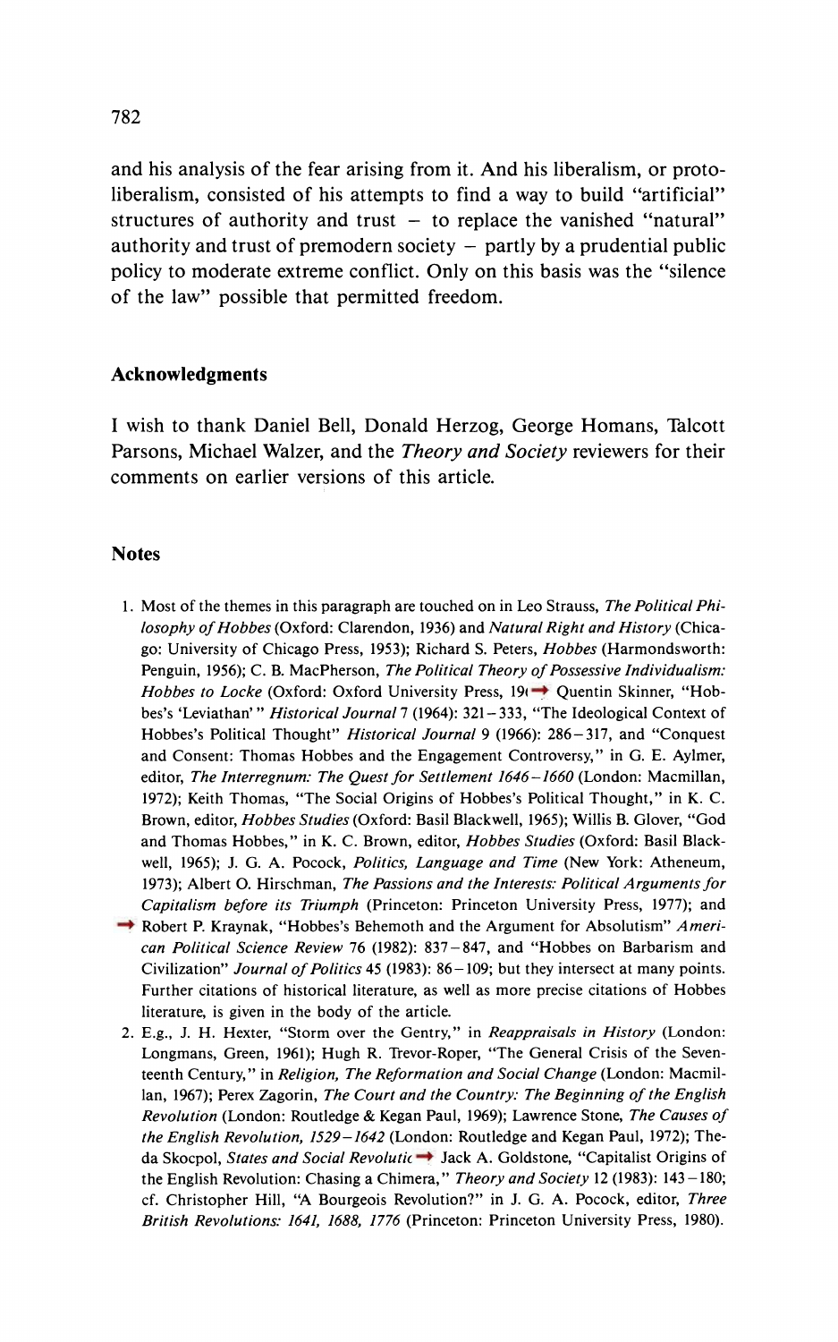and his analysis of the fear arising from it. And his liberalism, or proto-liberalism, consisted of his attempts to find a way to build "artificial" structures of authority and trust – to replace the vanished "natural" authority and trust of premodern society – partly by a prudential public policy to moderate extreme conflict. Only on this basis was the "silence of the law" possible that permitted freedom.

## Acknowledgments

I wish to thank Daniel Bell, Donald Herzog, George Homans, Talcott Parsons, Michael Walzer, and the *Theory and Society* reviewers for their comments on earlier versions of this article.

## Notes

1. Most of the themes in this paragraph are touched on in Leo Strauss, *The Political Philosophy of Hobbes* (Oxford: Clarendon, 1936) and *Natural Right and History* (Chicago: University of Chicago Press, 1953); Richard S. Peters, *Hobbes* (Harmondsworth: Penguin, 1956); C. B. MacPherson, *The Political Theory of Possessive Individualism: Hobbes to Locke* (Oxford: Oxford University Press, 19( Quentin Skinner, "Hobbes's 'Leviathan'" *Historical Journal* 7 (1964): 321–333, "The Ideological Context of Hobbes's Political Thought" *Historical Journal* 9 (1966): 286–317, and "Conquest and Consent: Thomas Hobbes and the Engagement Controversy," in G. E. Aylmer, editor, *The Interregnum: The Quest for Settlement 1646–1660* (London: Macmillan, 1972); Keith Thomas, "The Social Origins of Hobbes's Political Thought," in K. C. Brown, editor, *Hobbes Studies* (Oxford: Basil Blackwell, 1965); Willis B. Glover, "God and Thomas Hobbes," in K. C. Brown, editor, *Hobbes Studies* (Oxford: Basil Blackwell, 1965); J. G. A. Pocock, *Politics, Language and Time* (New York: Atheneum, 1973); Albert O. Hirschman, *The Passions and the Interests: Political Arguments for Capitalism before its Triumph* (Princeton: Princeton University Press, 1977); and Robert P. Kraynak, "Hobbes's Behemoth and the Argument for Absolutism" *American Political Science Review* 76 (1982): 837–847, and "Hobbes on Barbarism and Civilization" *Journal of Politics* 45 (1983): 86–109; but they intersect at many points. Further citations of historical literature, as well as more precise citations of Hobbes literature, is given in the body of the article.
2. E.g., J. H. Hexter, "Storm over the Gentry," in *Reappraisals in History* (London: Longmans, Green, 1961); Hugh R. Trevor-Roper, "The General Crisis of the Seventeenth Century," in *Religion, The Reformation and Social Change* (London: Macmillan, 1967); Perex Zagorin, *The Court and the Country: The Beginning of the English Revolution* (London: Routledge & Kegan Paul, 1969); Lawrence Stone, *The Causes of the English Revolution, 1529–1642* (London: Routledge and Kegan Paul, 1972); Theda Skocpol, *States and Social Revolutic* Jack A. Goldstone, "Capitalist Origins of the English Revolution: Chasing a Chimera," *Theory and Society* 12 (1983): 143–180; cf. Christopher Hill, "A Bourgeois Revolution?" in J. G. A. Pocock, editor, *Three British Revolutions: 1641, 1688, 1776* (Princeton: Princeton University Press, 1980).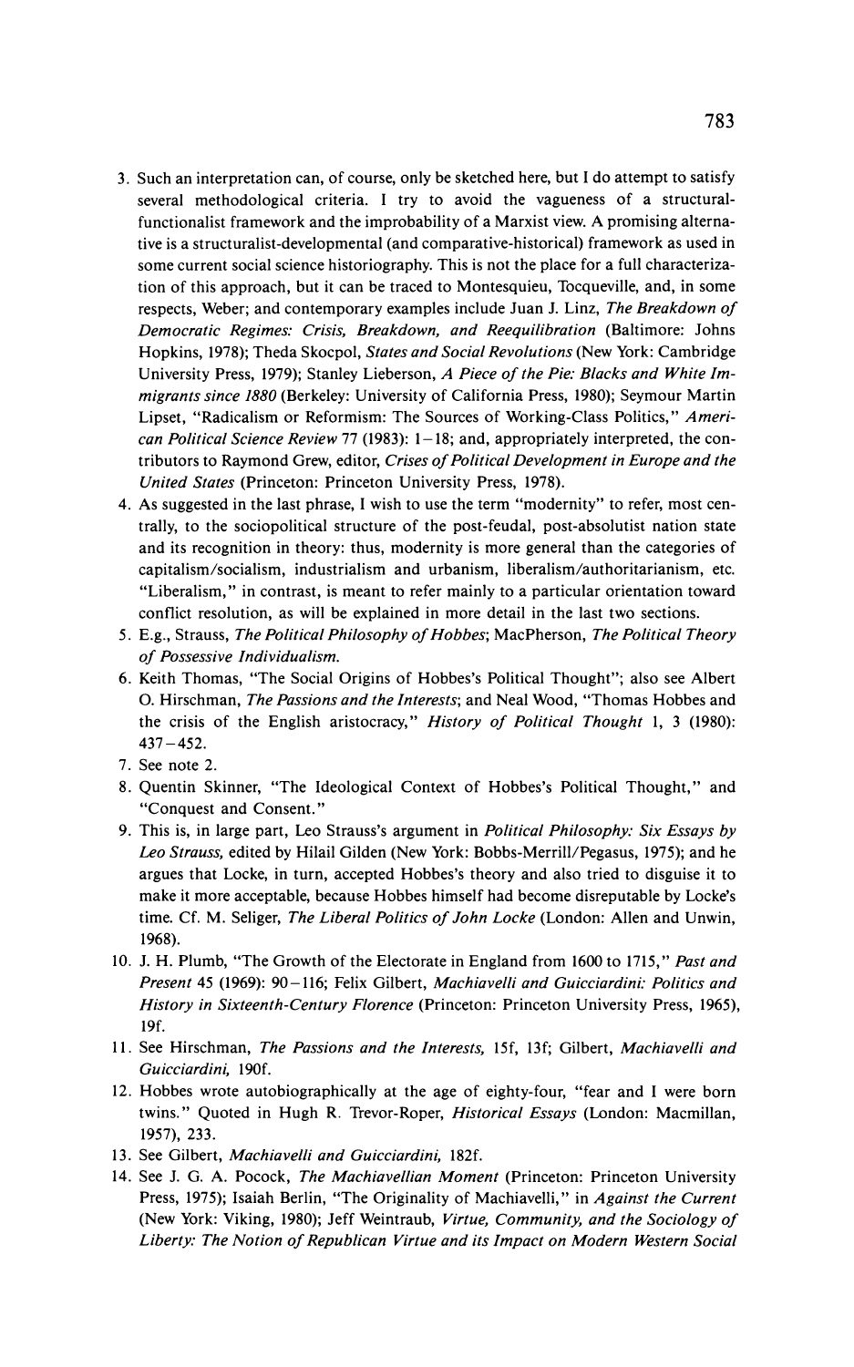3. Such an interpretation can, of course, only be sketched here, but I do attempt to satisfy several methodological criteria. I try to avoid the vagueness of a structural-functionalist framework and the improbability of a Marxist view. A promising alternative is a structuralist-developmental (and comparative-historical) framework as used in some current social science historiography. This is not the place for a full characterization of this approach, but it can be traced to Montesquieu, Tocqueville, and, in some respects, Weber; and contemporary examples include Juan J. Linz, *The Breakdown of Democratic Regimes: Crisis, Breakdown, and Reequilibration* (Baltimore: Johns Hopkins, 1978); Theda Skocpol, *States and Social Revolutions* (New York: Cambridge University Press, 1979); Stanley Lieberson, *A Piece of the Pie: Blacks and White Immigrants since 1880* (Berkeley: University of California Press, 1980); Seymour Martin Lipset, "Radicalism or Reformism: The Sources of Working-Class Politics," *American Political Science Review* 77 (1983): 1–18; and, appropriately interpreted, the contributors to Raymond Grew, editor, *Crises of Political Development in Europe and the United States* (Princeton: Princeton University Press, 1978).
4. As suggested in the last phrase, I wish to use the term "modernity" to refer, most centrally, to the sociopolitical structure of the post-feudal, post-absolutist nation state and its recognition in theory: thus, modernity is more general than the categories of capitalism/socialism, industrialism and urbanism, liberalism/authoritarianism, etc. "Liberalism," in contrast, is meant to refer mainly to a particular orientation toward conflict resolution, as will be explained in more detail in the last two sections.
5. E.g., Strauss, *The Political Philosophy of Hobbes*; MacPherson, *The Political Theory of Possessive Individualism.*
6. Keith Thomas, "The Social Origins of Hobbes's Political Thought"; also see Albert O. Hirschman, *The Passions and the Interests*; and Neal Wood, "Thomas Hobbes and the crisis of the English aristocracy," *History of Political Thought* 1, 3 (1980): 437–452.
7. See note 2.
8. Quentin Skinner, "The Ideological Context of Hobbes's Political Thought," and "Conquest and Consent."
9. This is, in large part, Leo Strauss's argument in *Political Philosophy: Six Essays by Leo Strauss,* edited by Hilail Gilden (New York: Bobbs-Merrill/Pegasus, 1975); and he argues that Locke, in turn, accepted Hobbes's theory and also tried to disguise it to make it more acceptable, because Hobbes himself had become disreputable by Locke's time. Cf. M. Seliger, *The Liberal Politics of John Locke* (London: Allen and Unwin, 1968).
10. J. H. Plumb, "The Growth of the Electorate in England from 1600 to 1715," *Past and Present* 45 (1969): 90–116; Felix Gilbert, *Machiavelli and Guicciardini: Politics and History in Sixteenth-Century Florence* (Princeton: Princeton University Press, 1965), 19f.
11. See Hirschman, *The Passions and the Interests,* 15f, 13f; Gilbert, *Machiavelli and Guicciardini,* 190f.
12. Hobbes wrote autobiographically at the age of eighty-four, "fear and I were born twins." Quoted in Hugh R. Trevor-Roper, *Historical Essays* (London: Macmillan, 1957), 233.
13. See Gilbert, *Machiavelli and Guicciardini,* 182f.
14. See J. G. A. Pocock, *The Machiavellian Moment* (Princeton: Princeton University Press, 1975); Isaiah Berlin, "The Originality of Machiavelli," in *Against the Current* (New York: Viking, 1980); Jeff Weintraub, *Virtue, Community, and the Sociology of Liberty: The Notion of Republican Virtue and its Impact on Modern Western Social*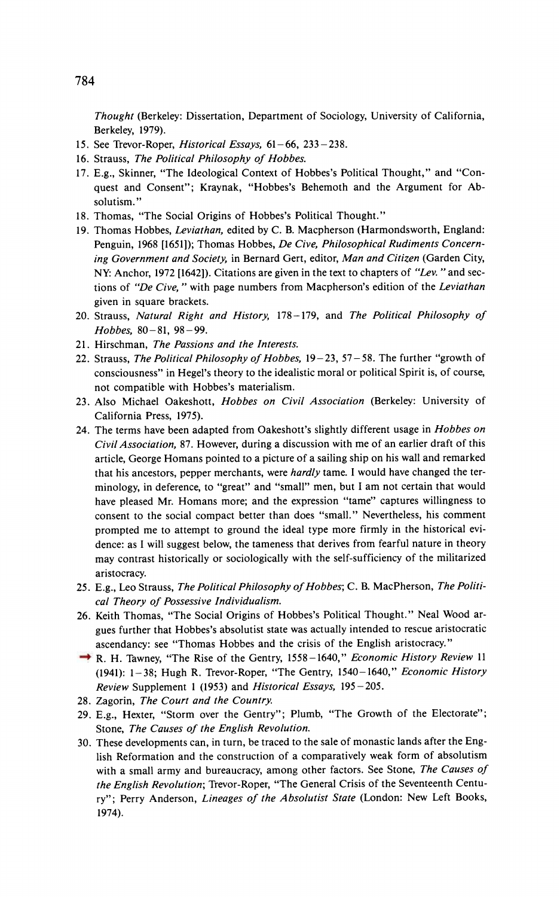*Thought* (Berkeley: Dissertation, Department of Sociology, University of California, Berkeley, 1979).

15. See Trevor-Roper, *Historical Essays,* 61–66, 233–238.
16. Strauss, *The Political Philosophy of Hobbes.*
17. E.g., Skinner, "The Ideological Context of Hobbes's Political Thought," and "Conquest and Consent"; Kraynak, "Hobbes's Behemoth and the Argument for Absolutism."
18. Thomas, "The Social Origins of Hobbes's Political Thought."
19. Thomas Hobbes, *Leviathan,* edited by C. B. Macpherson (Harmondsworth, England: Penguin, 1968 [1651]); Thomas Hobbes, *De Cive, Philosophical Rudiments Concerning Government and Society,* in Bernard Gert, editor, *Man and Citizen* (Garden City, NY: Anchor, 1972 [1642]). Citations are given in the text to chapters of *"Lev."* and sections of *"De Cive,"* with page numbers from Macpherson's edition of the *Leviathan* given in square brackets.
20. Strauss, *Natural Right and History,* 178–179, and *The Political Philosophy of Hobbes,* 80–81, 98–99.
21. Hirschman, *The Passions and the Interests.*
22. Strauss, *The Political Philosophy of Hobbes,* 19–23, 57–58. The further "growth of consciousness" in Hegel's theory to the idealistic moral or political Spirit is, of course, not compatible with Hobbes's materialism.
23. Also Michael Oakeshott, *Hobbes on Civil Association* (Berkeley: University of California Press, 1975).
24. The terms have been adapted from Oakeshott's slightly different usage in *Hobbes on Civil Association,* 87. However, during a discussion with me of an earlier draft of this article, George Homans pointed to a picture of a sailing ship on his wall and remarked that his ancestors, pepper merchants, were *hardly* tame. I would have changed the terminology, in deference, to "great" and "small" men, but I am not certain that would have pleased Mr. Homans more; and the expression "tame" captures willingness to consent to the social compact better than does "small." Nevertheless, his comment prompted me to attempt to ground the ideal type more firmly in the historical evidence: as I will suggest below, the tameness that derives from fearful nature in theory may contrast historically or sociologically with the self-sufficiency of the militarized aristocracy.
25. E.g., Leo Strauss, *The Political Philosophy of Hobbes*; C. B. MacPherson, *The Political Theory of Possessive Individualism.*
26. Keith Thomas, "The Social Origins of Hobbes's Political Thought." Neal Wood argues further that Hobbes's absolutist state was actually intended to rescue aristocratic ascendancy: see "Thomas Hobbes and the crisis of the English aristocracy."
27. R. H. Tawney, "The Rise of the Gentry, 1558–1640," *Economic History Review* 11 (1941): 1–38; Hugh R. Trevor-Roper, "The Gentry, 1540–1640," *Economic History Review* Supplement 1 (1953) and *Historical Essays,* 195–205.
28. Zagorin, *The Court and the Country.*
29. E.g., Hexter, "Storm over the Gentry"; Plumb, "The Growth of the Electorate"; Stone, *The Causes of the English Revolution.*
30. These developments can, in turn, be traced to the sale of monastic lands after the English Reformation and the construction of a comparatively weak form of absolutism with a small army and bureaucracy, among other factors. See Stone, *The Causes of the English Revolution*; Trevor-Roper, "The General Crisis of the Seventeenth Century"; Perry Anderson, *Lineages of the Absolutist State* (London: New Left Books, 1974).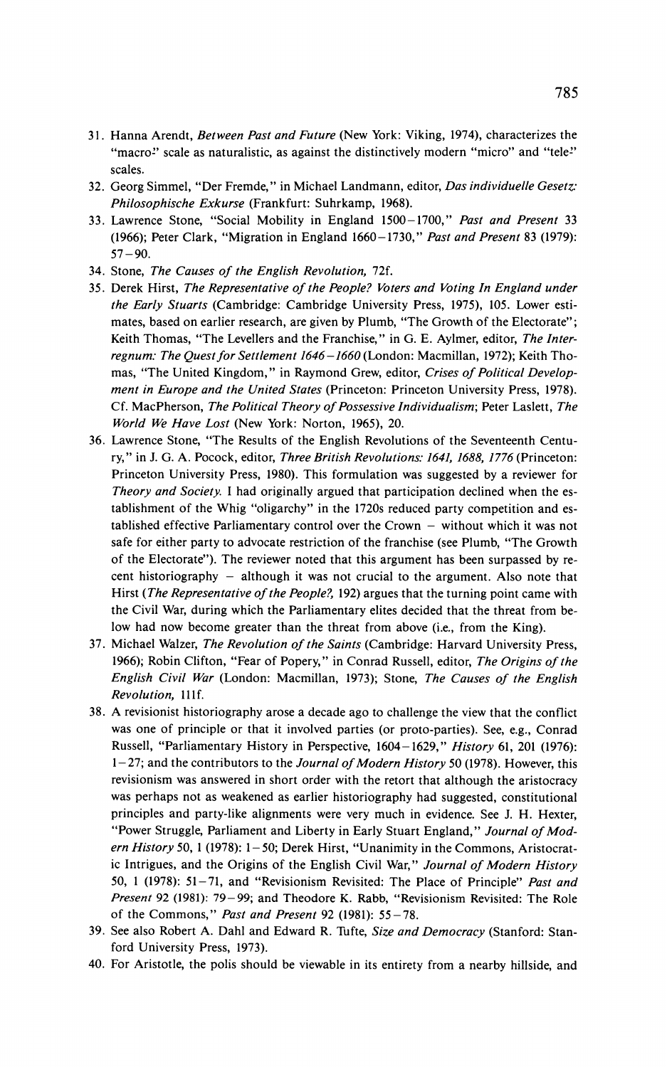31. Hanna Arendt, *Between Past and Future* (New York: Viking, 1974), characterizes the "macro-" scale as naturalistic, as against the distinctively modern "micro" and "tele-" scales.
32. Georg Simmel, "Der Fremde," in Michael Landmann, editor, *Das individuelle Gesetz: Philosophische Exkurse* (Frankfurt: Suhrkamp, 1968).
33. Lawrence Stone, "Social Mobility in England 1500–1700," *Past and Present* 33 (1966); Peter Clark, "Migration in England 1660–1730," *Past and Present* 83 (1979): 57–90.
34. Stone, *The Causes of the English Revolution,* 72f.
35. Derek Hirst, *The Representative of the People? Voters and Voting In England under the Early Stuarts* (Cambridge: Cambridge University Press, 1975), 105. Lower estimates, based on earlier research, are given by Plumb, "The Growth of the Electorate"; Keith Thomas, "The Levellers and the Franchise," in G. E. Aylmer, editor, *The Interregnum: The Quest for Settlement 1646–1660* (London: Macmillan, 1972); Keith Thomas, "The United Kingdom," in Raymond Grew, editor, *Crises of Political Development in Europe and the United States* (Princeton: Princeton University Press, 1978). Cf. MacPherson, *The Political Theory of Possessive Individualism*; Peter Laslett, *The World We Have Lost* (New York: Norton, 1965), 20.
36. Lawrence Stone, "The Results of the English Revolutions of the Seventeenth Century," in J. G. A. Pocock, editor, *Three British Revolutions: 1641, 1688, 1776* (Princeton: Princeton University Press, 1980). This formulation was suggested by a reviewer for *Theory and Society.* I had originally argued that participation declined when the establishment of the Whig "oligarchy" in the 1720s reduced party competition and established effective Parliamentary control over the Crown – without which it was not safe for either party to advocate restriction of the franchise (see Plumb, "The Growth of the Electorate"). The reviewer noted that this argument has been surpassed by recent historiography – although it was not crucial to the argument. Also note that Hirst (*The Representative of the People?,* 192) argues that the turning point came with the Civil War, during which the Parliamentary elites decided that the threat from below had now become greater than the threat from above (i.e., from the King).
37. Michael Walzer, *The Revolution of the Saints* (Cambridge: Harvard University Press, 1966); Robin Clifton, "Fear of Popery," in Conrad Russell, editor, *The Origins of the English Civil War* (London: Macmillan, 1973); Stone, *The Causes of the English Revolution,* 111f.
38. A revisionist historiography arose a decade ago to challenge the view that the conflict was one of principle or that it involved parties (or proto-parties). See, e.g., Conrad Russell, "Parliamentary History in Perspective, 1604–1629," *History* 61, 201 (1976): 1–27; and the contributors to the *Journal of Modern History* 50 (1978). However, this revisionism was answered in short order with the retort that although the aristocracy was perhaps not as weakened as earlier historiography had suggested, constitutional principles and party-like alignments were very much in evidence. See J. H. Hexter, "Power Struggle, Parliament and Liberty in Early Stuart England," *Journal of Modern History* 50, 1 (1978): 1–50; Derek Hirst, "Unanimity in the Commons, Aristocratic Intrigues, and the Origins of the English Civil War," *Journal of Modern History* 50, 1 (1978): 51–71, and "Revisionism Revisited: The Place of Principle" *Past and Present* 92 (1981): 79–99; and Theodore K. Rabb, "Revisionism Revisited: The Role of the Commons," *Past and Present* 92 (1981): 55–78.
39. See also Robert A. Dahl and Edward R. Tufte, *Size and Democracy* (Stanford: Stanford University Press, 1973).
40. For Aristotle, the polis should be viewable in its entirety from a nearby hillside, and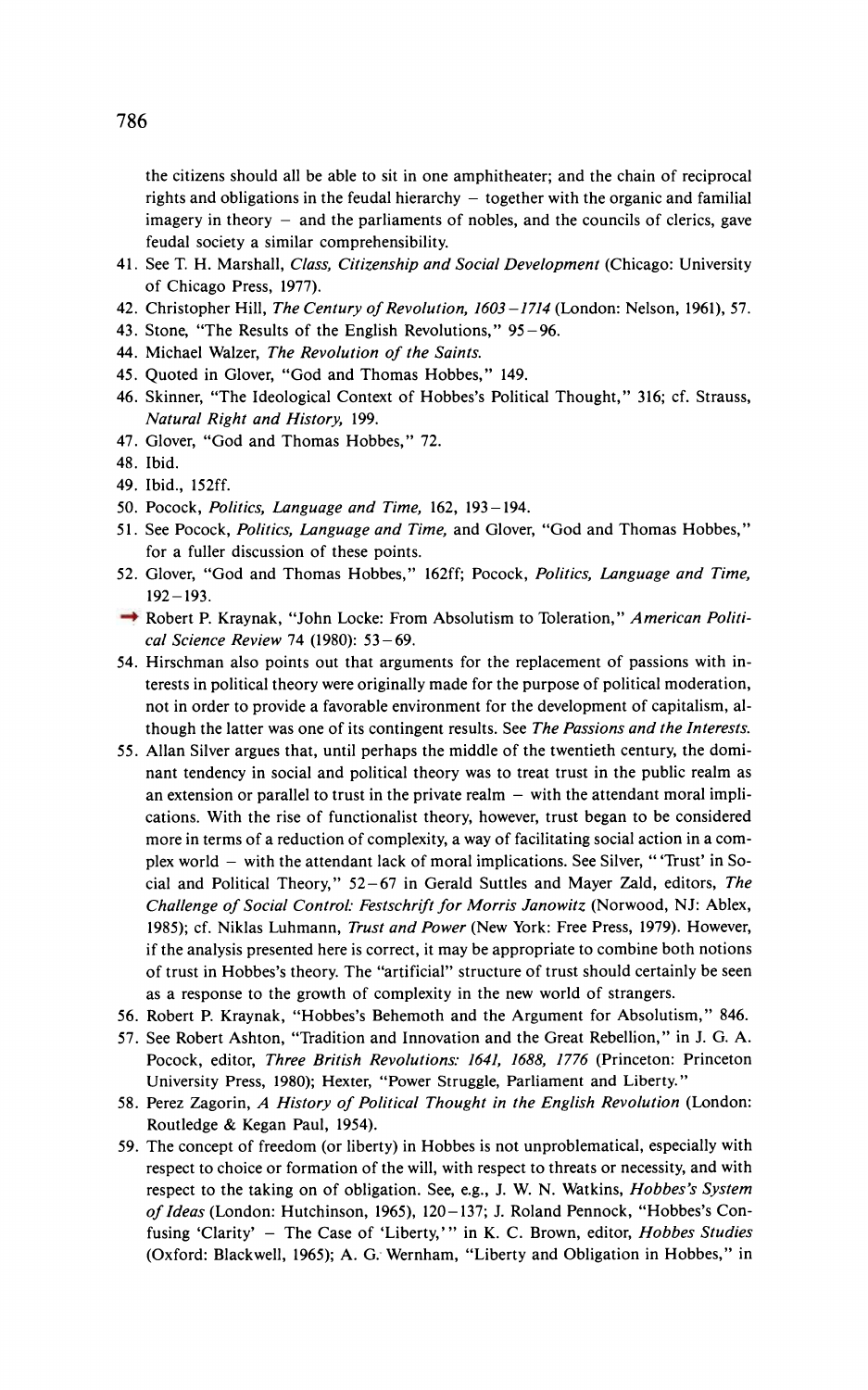the citizens should all be able to sit in one amphitheater; and the chain of reciprocal rights and obligations in the feudal hierarchy – together with the organic and familial imagery in theory – and the parliaments of nobles, and the councils of clerics, gave feudal society a similar comprehensibility.

41. See T. H. Marshall, *Class, Citizenship and Social Development* (Chicago: University of Chicago Press, 1977).
42. Christopher Hill, *The Century of Revolution, 1603–1714* (London: Nelson, 1961), 57.
43. Stone, "The Results of the English Revolutions," 95–96.
44. Michael Walzer, *The Revolution of the Saints.*
45. Quoted in Glover, "God and Thomas Hobbes," 149.
46. Skinner, "The Ideological Context of Hobbes's Political Thought," 316; cf. Strauss, *Natural Right and History,* 199.
47. Glover, "God and Thomas Hobbes," 72.
48. Ibid.
49. Ibid., 152ff.
50. Pocock, *Politics, Language and Time,* 162, 193–194.
51. See Pocock, *Politics, Language and Time,* and Glover, "God and Thomas Hobbes," for a fuller discussion of these points.
52. Glover, "God and Thomas Hobbes," 162ff; Pocock, *Politics, Language and Time,* 192–193.

→ Robert P. Kraynak, "John Locke: From Absolutism to Toleration," *American Political Science Review* 74 (1980): 53–69.

54. Hirschman also points out that arguments for the replacement of passions with interests in political theory were originally made for the purpose of political moderation, not in order to provide a favorable environment for the development of capitalism, although the latter was one of its contingent results. See *The Passions and the Interests.*
55. Allan Silver argues that, until perhaps the middle of the twentieth century, the dominant tendency in social and political theory was to treat trust in the public realm as an extension or parallel to trust in the private realm – with the attendant moral implications. With the rise of functionalist theory, however, trust began to be considered more in terms of a reduction of complexity, a way of facilitating social action in a complex world – with the attendant lack of moral implications. See Silver, "'Trust' in Social and Political Theory," 52–67 in Gerald Suttles and Mayer Zald, editors, *The Challenge of Social Control: Festschrift for Morris Janowitz* (Norwood, NJ: Ablex, 1985); cf. Niklas Luhmann, *Trust and Power* (New York: Free Press, 1979). However, if the analysis presented here is correct, it may be appropriate to combine both notions of trust in Hobbes's theory. The "artificial" structure of trust should certainly be seen as a response to the growth of complexity in the new world of strangers.
56. Robert P. Kraynak, "Hobbes's Behemoth and the Argument for Absolutism," 846.
57. See Robert Ashton, "Tradition and Innovation and the Great Rebellion," in J. G. A. Pocock, editor, *Three British Revolutions: 1641, 1688, 1776* (Princeton: Princeton University Press, 1980); Hexter, "Power Struggle, Parliament and Liberty."
58. Perez Zagorin, *A History of Political Thought in the English Revolution* (London: Routledge & Kegan Paul, 1954).
59. The concept of freedom (or liberty) in Hobbes is not unproblematical, especially with respect to choice or formation of the will, with respect to threats or necessity, and with respect to the taking on of obligation. See, e.g., J. W. N. Watkins, *Hobbes's System of Ideas* (London: Hutchinson, 1965), 120–137; J. Roland Pennock, "Hobbes's Confusing 'Clarity' – The Case of 'Liberty,'" in K. C. Brown, editor, *Hobbes Studies* (Oxford: Blackwell, 1965); A. G. Wernham, "Liberty and Obligation in Hobbes," in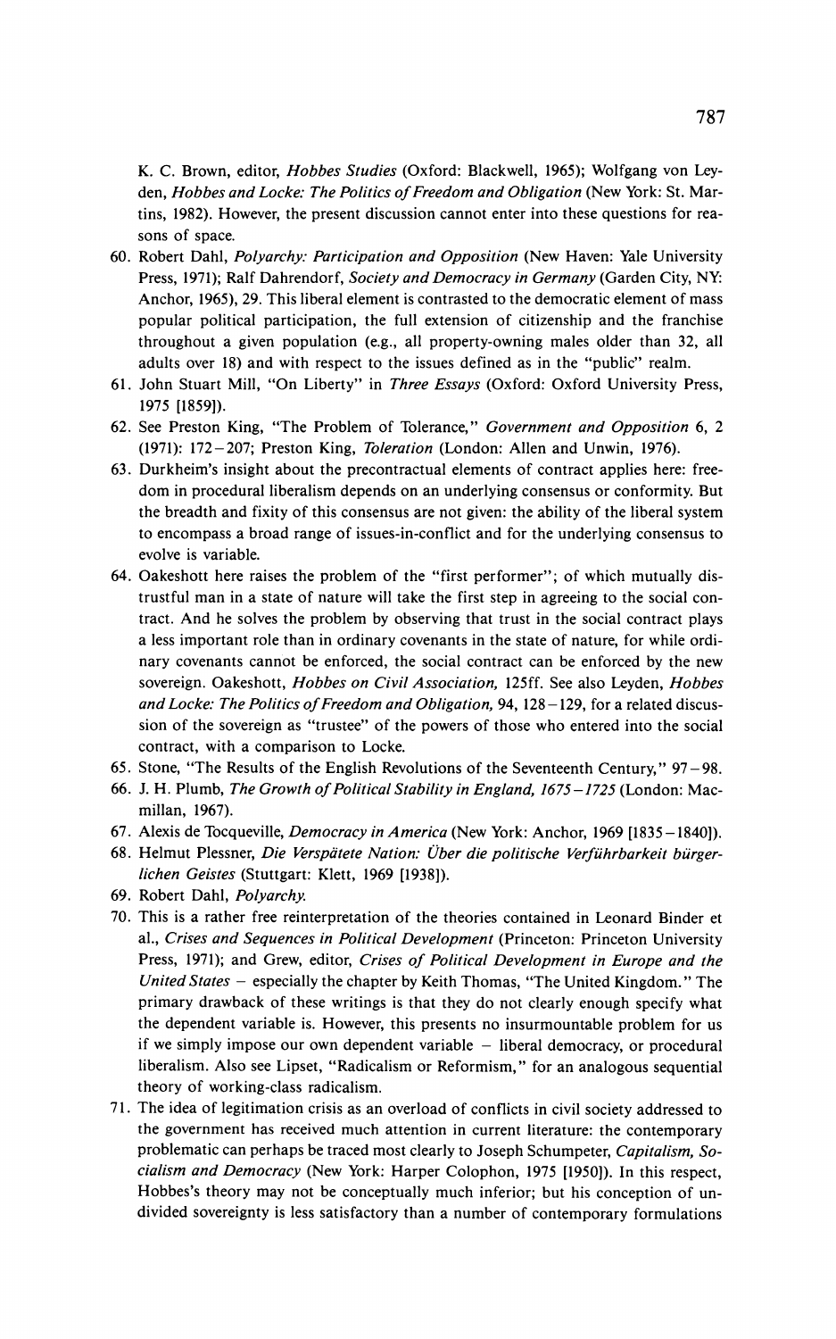K. C. Brown, editor, *Hobbes Studies* (Oxford: Blackwell, 1965); Wolfgang von Leyden, *Hobbes and Locke: The Politics of Freedom and Obligation* (New York: St. Martins, 1982). However, the present discussion cannot enter into these questions for reasons of space.

60. Robert Dahl, *Polyarchy: Participation and Opposition* (New Haven: Yale University Press, 1971); Ralf Dahrendorf, *Society and Democracy in Germany* (Garden City, NY: Anchor, 1965), 29. This liberal element is contrasted to the democratic element of mass popular political participation, the full extension of citizenship and the franchise throughout a given population (e.g., all property-owning males older than 32, all adults over 18) and with respect to the issues defined as in the "public" realm.
61. John Stuart Mill, "On Liberty" in *Three Essays* (Oxford: Oxford University Press, 1975 [1859]).
62. See Preston King, "The Problem of Tolerance," *Government and Opposition* 6, 2 (1971): 172–207; Preston King, *Toleration* (London: Allen and Unwin, 1976).
63. Durkheim's insight about the precontractual elements of contract applies here: freedom in procedural liberalism depends on an underlying consensus or conformity. But the breadth and fixity of this consensus are not given: the ability of the liberal system to encompass a broad range of issues-in-conflict and for the underlying consensus to evolve is variable.
64. Oakeshott here raises the problem of the "first performer"; of which mutually distrustful man in a state of nature will take the first step in agreeing to the social contract. And he solves the problem by observing that trust in the social contract plays a less important role than in ordinary covenants in the state of nature, for while ordinary covenants cannot be enforced, the social contract can be enforced by the new sovereign. Oakeshott, *Hobbes on Civil Association,* 125ff. See also Leyden, *Hobbes and Locke: The Politics of Freedom and Obligation,* 94, 128–129, for a related discussion of the sovereign as "trustee" of the powers of those who entered into the social contract, with a comparison to Locke.
65. Stone, "The Results of the English Revolutions of the Seventeenth Century," 97–98.
66. J. H. Plumb, *The Growth of Political Stability in England, 1675–1725* (London: Macmillan, 1967).
67. Alexis de Tocqueville, *Democracy in America* (New York: Anchor, 1969 [1835–1840]).
68. Helmut Plessner, *Die Verspätete Nation: Über die politische Verführbarkeit bürgerlichen Geistes* (Stuttgart: Klett, 1969 [1938]).
69. Robert Dahl, *Polyarchy.*
70. This is a rather free reinterpretation of the theories contained in Leonard Binder et al., *Crises and Sequences in Political Development* (Princeton: Princeton University Press, 1971); and Grew, editor, *Crises of Political Development in Europe and the United States* – especially the chapter by Keith Thomas, "The United Kingdom." The primary drawback of these writings is that they do not clearly enough specify what the dependent variable is. However, this presents no insurmountable problem for us if we simply impose our own dependent variable – liberal democracy, or procedural liberalism. Also see Lipset, "Radicalism or Reformism," for an analogous sequential theory of working-class radicalism.
71. The idea of legitimation crisis as an overload of conflicts in civil society addressed to the government has received much attention in current literature: the contemporary problematic can perhaps be traced most clearly to Joseph Schumpeter, *Capitalism, Socialism and Democracy* (New York: Harper Colophon, 1975 [1950]). In this respect, Hobbes's theory may not be conceptually much inferior; but his conception of undivided sovereignty is less satisfactory than a number of contemporary formulations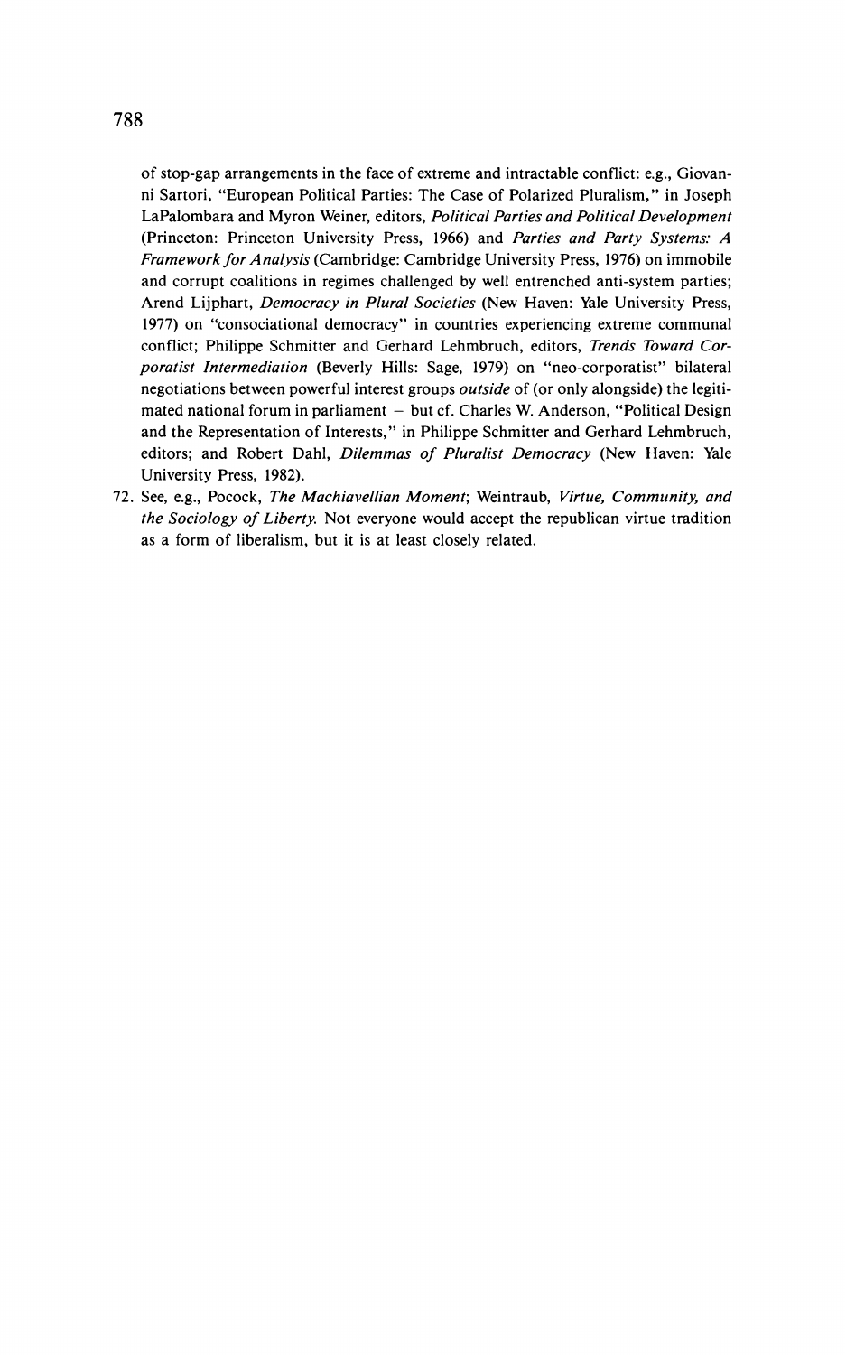of stop-gap arrangements in the face of extreme and intractable conflict: e.g., Giovanni Sartori, "European Political Parties: The Case of Polarized Pluralism," in Joseph LaPalombara and Myron Weiner, editors, *Political Parties and Political Development* (Princeton: Princeton University Press, 1966) and *Parties and Party Systems: A Framework for Analysis* (Cambridge: Cambridge University Press, 1976) on immobile and corrupt coalitions in regimes challenged by well entrenched anti-system parties; Arend Lijphart, *Democracy in Plural Societies* (New Haven: Yale University Press, 1977) on "consociational democracy" in countries experiencing extreme communal conflict; Philippe Schmitter and Gerhard Lehmbruch, editors, *Trends Toward Corporatist Intermediation* (Beverly Hills: Sage, 1979) on "neo-corporatist" bilateral negotiations between powerful interest groups *outside* of (or only alongside) the legitimated national forum in parliament – but cf. Charles W. Anderson, "Political Design and the Representation of Interests," in Philippe Schmitter and Gerhard Lehmbruch, editors; and Robert Dahl, *Dilemmas of Pluralist Democracy* (New Haven: Yale University Press, 1982).

72. See, e.g., Pocock, *The Machiavellian Moment*; Weintraub, *Virtue, Community, and the Sociology of Liberty.* Not everyone would accept the republican virtue tradition as a form of liberalism, but it is at least closely related.